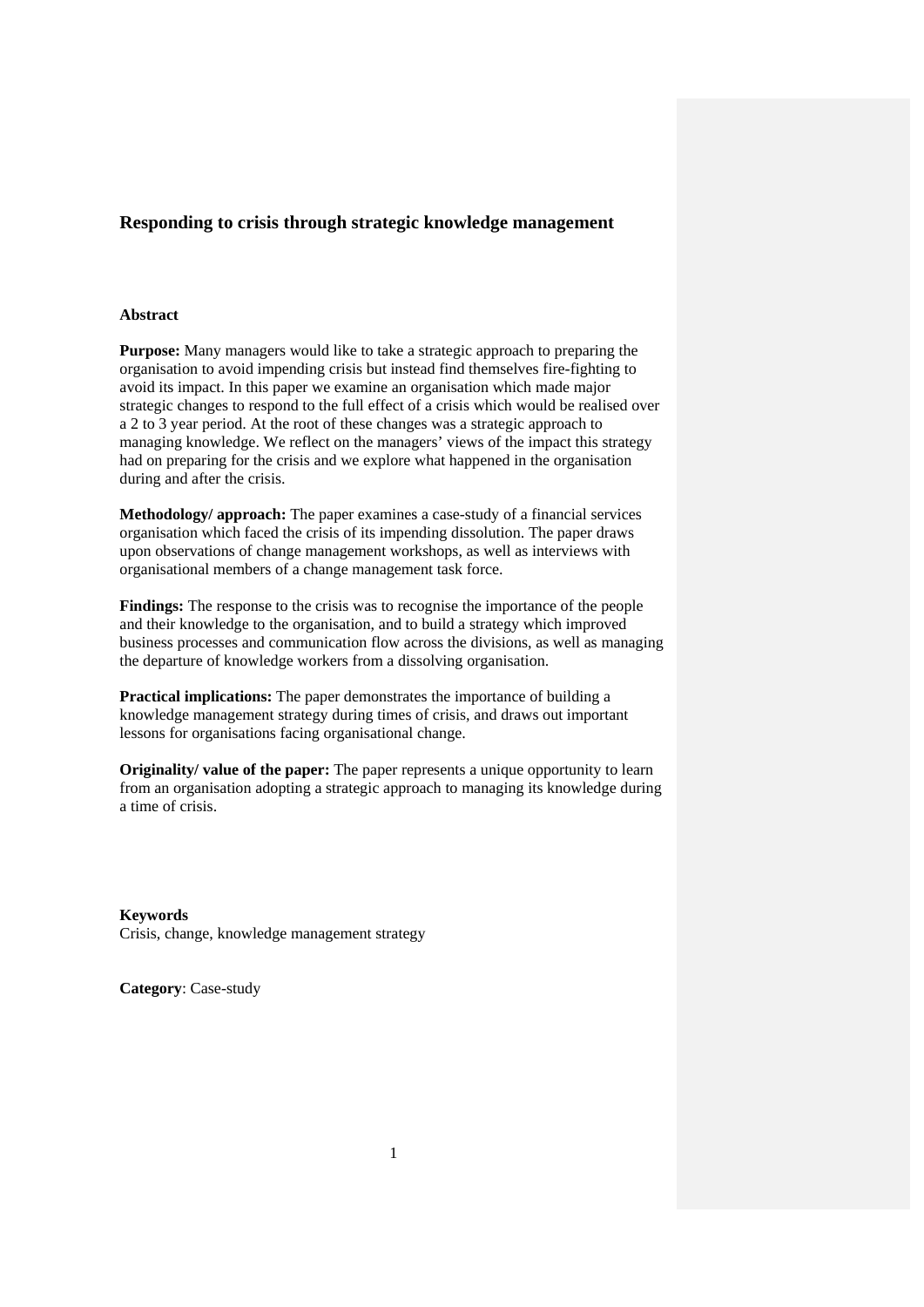# Responding to crisis through strategic knowledge management

## Abstract

**Purpose:** Many managers would like to take a strategic approach to preparing the organisation to avoid impending crisis but instead find themselves fire-fighting to avoid its impact. In this paper we examine an organisation which made major strategic changes to respond to the full effect of a crisis which would be realised over a 2 to 3 year period. At the root of these changes was a strategic approach to managing knowledge. We reflect on the managers' views of the impact this strategy had on preparing for the crisis and we explore what happened in the organisation during and after the crisis.

**Methodology/ approach:** The paper examines a case-study of a financial services organisation which faced the crisis of its impending dissolution. The paper draws upon observations of change management workshops, as well as interviews with organisational members of a change management task force.

**Findings:** The response to the crisis was to recognise the importance of the people and their knowledge to the organisation, and to build a strategy which improved business processes and communication flow across the divisions, as well as managing the departure of knowledge workers from a dissolving organisation.

**Practical implications:** The paper demonstrates the importance of building a knowledge management strategy during times of crisis, and draws out important lessons for organisations facing organisational change.

**Originality/ value of the paper:** The paper represents a unique opportunity to learn from an organisation adopting a strategic approach to managing its knowledge during a time of crisis.

**Keywords**
Crisis, change, knowledge management strategy

**Category**: Case-study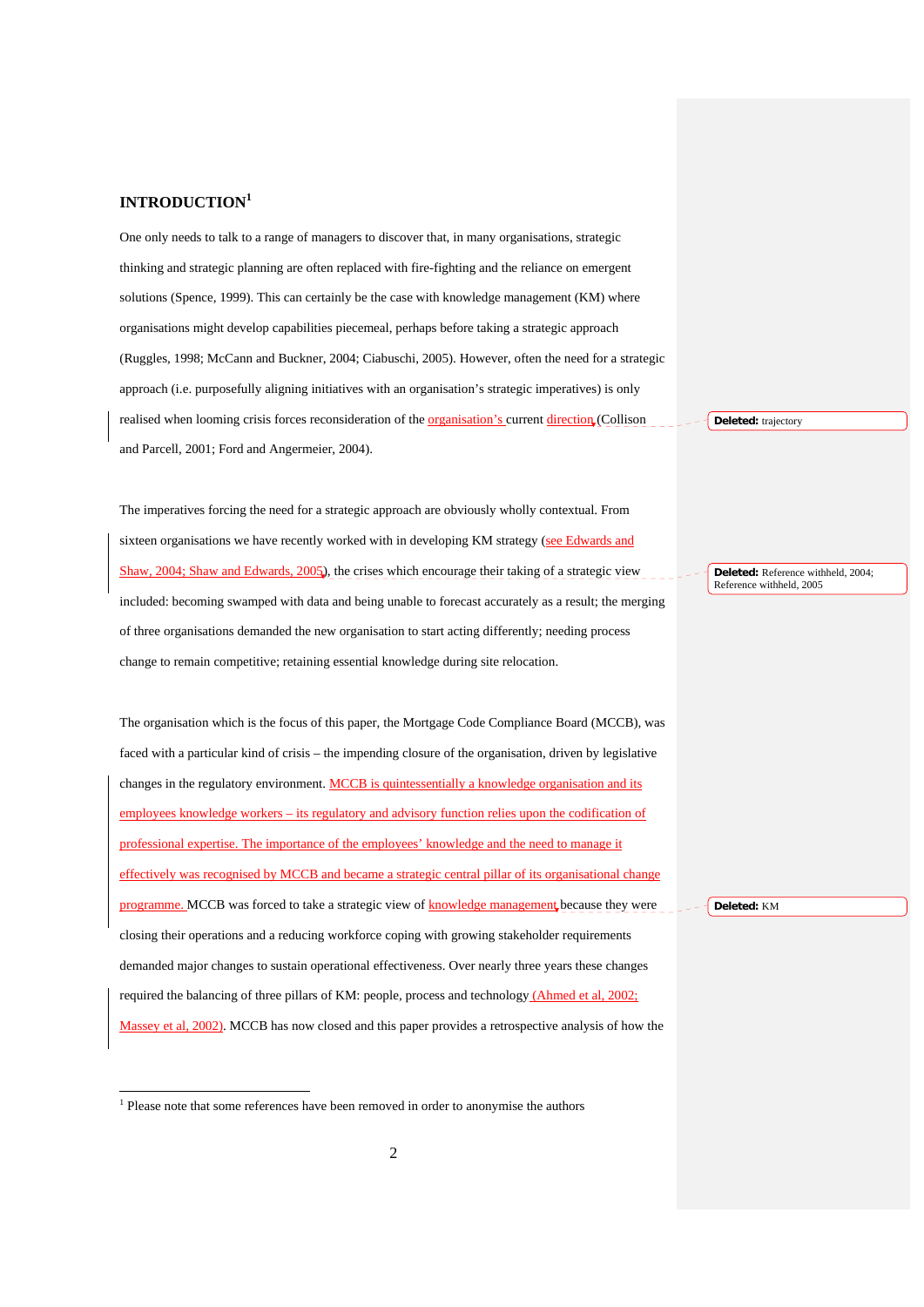# INTRODUCTION[1]

One only needs to talk to a range of managers to discover that, in many organisations, strategic thinking and strategic planning are often replaced with fire-fighting and the reliance on emergent solutions (Spence, 1999). This can certainly be the case with knowledge management (KM) where organisations might develop capabilities piecemeal, perhaps before taking a strategic approach (Ruggles, 1998; McCann and Buckner, 2004; Ciabuschi, 2005). However, often the need for a strategic approach (i.e. purposefully aligning initiatives with an organisation's strategic imperatives) is only realised when looming crisis forces reconsideration of the organisation's current direction (Collison and Parcell, 2001; Ford and Angermeier, 2004).

The imperatives forcing the need for a strategic approach are obviously wholly contextual. From sixteen organisations we have recently worked with in developing KM strategy (see Edwards and Shaw, 2004; Shaw and Edwards, 2005), the crises which encourage their taking of a strategic view included: becoming swamped with data and being unable to forecast accurately as a result; the merging of three organisations demanded the new organisation to start acting differently; needing process change to remain competitive; retaining essential knowledge during site relocation.

The organisation which is the focus of this paper, the Mortgage Code Compliance Board (MCCB), was faced with a particular kind of crisis – the impending closure of the organisation, driven by legislative changes in the regulatory environment. MCCB is quintessentially a knowledge organisation and its employees knowledge workers – its regulatory and advisory function relies upon the codification of professional expertise. The importance of the employees' knowledge and the need to manage it effectively was recognised by MCCB and became a strategic central pillar of its organisational change programme. MCCB was forced to take a strategic view of knowledge management because they were closing their operations and a reducing workforce coping with growing stakeholder requirements demanded major changes to sustain operational effectiveness. Over nearly three years these changes required the balancing of three pillars of KM: people, process and technology (Ahmed et al, 2002; Massey et al, 2002). MCCB has now closed and this paper provides a retrospective analysis of how the

[1] Please note that some references have been removed in order to anonymise the authors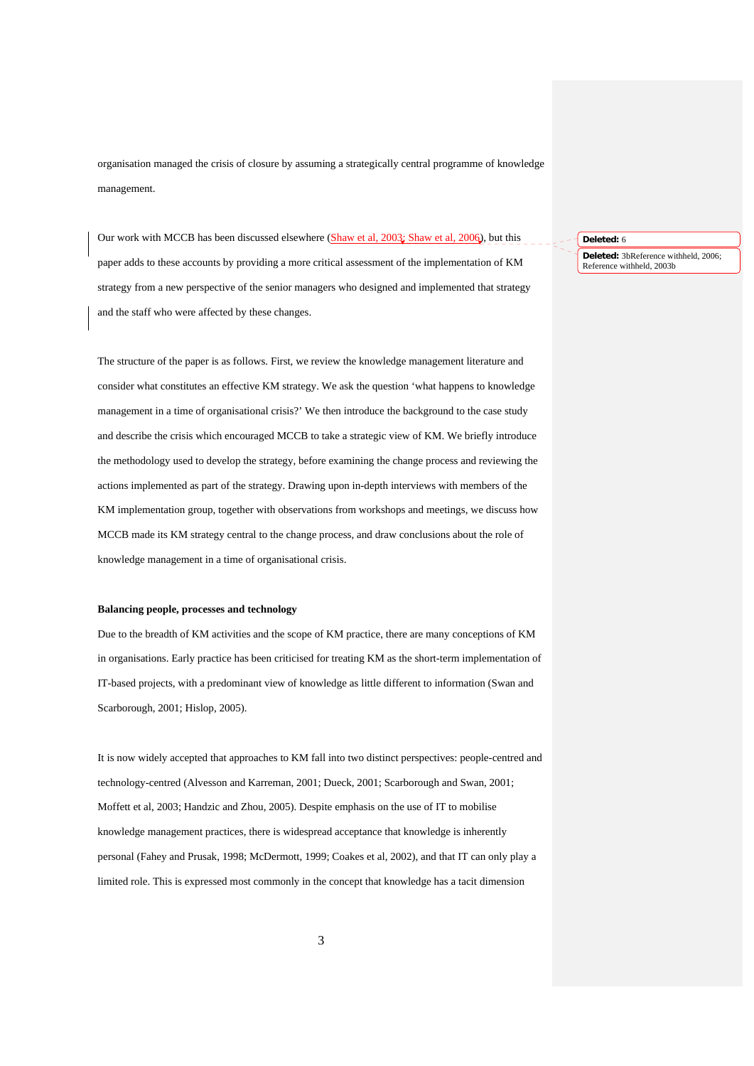organisation managed the crisis of closure by assuming a strategically central programme of knowledge management.

Our work with MCCB has been discussed elsewhere (Shaw et al, 2003; Shaw et al, 2006), but this paper adds to these accounts by providing a more critical assessment of the implementation of KM strategy from a new perspective of the senior managers who designed and implemented that strategy and the staff who were affected by these changes.

The structure of the paper is as follows. First, we review the knowledge management literature and consider what constitutes an effective KM strategy. We ask the question 'what happens to knowledge management in a time of organisational crisis?' We then introduce the background to the case study and describe the crisis which encouraged MCCB to take a strategic view of KM. We briefly introduce the methodology used to develop the strategy, before examining the change process and reviewing the actions implemented as part of the strategy. Drawing upon in-depth interviews with members of the KM implementation group, together with observations from workshops and meetings, we discuss how MCCB made its KM strategy central to the change process, and draw conclusions about the role of knowledge management in a time of organisational crisis.

**Balancing people, processes and technology**

Due to the breadth of KM activities and the scope of KM practice, there are many conceptions of KM in organisations. Early practice has been criticised for treating KM as the short-term implementation of IT-based projects, with a predominant view of knowledge as little different to information (Swan and Scarborough, 2001; Hislop, 2005).

It is now widely accepted that approaches to KM fall into two distinct perspectives: people-centred and technology-centred (Alvesson and Karreman, 2001; Dueck, 2001; Scarborough and Swan, 2001; Moffett et al, 2003; Handzic and Zhou, 2005). Despite emphasis on the use of IT to mobilise knowledge management practices, there is widespread acceptance that knowledge is inherently personal (Fahey and Prusak, 1998; McDermott, 1999; Coakes et al, 2002), and that IT can only play a limited role. This is expressed most commonly in the concept that knowledge has a tacit dimension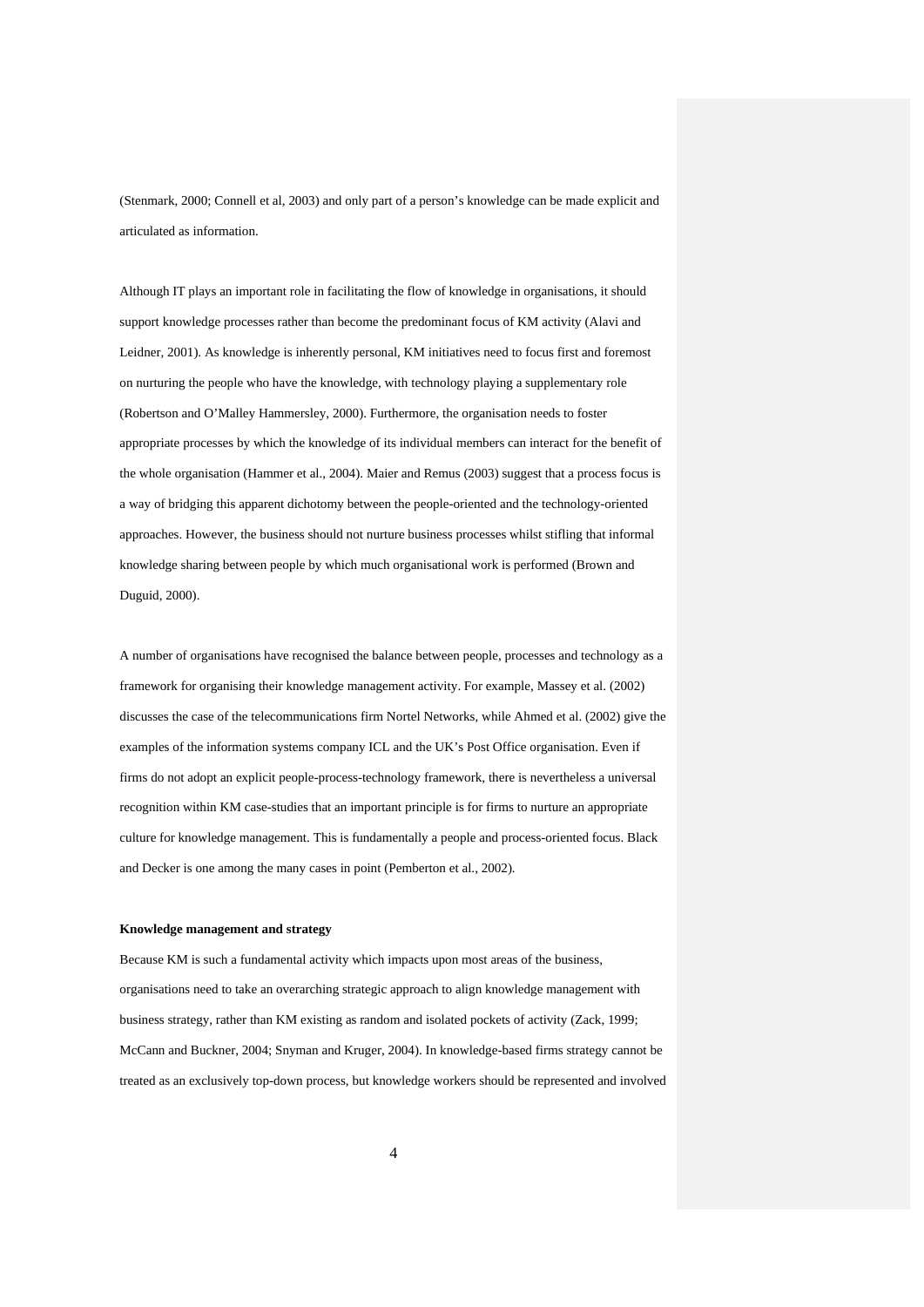(Stenmark, 2000; Connell et al, 2003) and only part of a person's knowledge can be made explicit and articulated as information.

Although IT plays an important role in facilitating the flow of knowledge in organisations, it should support knowledge processes rather than become the predominant focus of KM activity (Alavi and Leidner, 2001). As knowledge is inherently personal, KM initiatives need to focus first and foremost on nurturing the people who have the knowledge, with technology playing a supplementary role (Robertson and O'Malley Hammersley, 2000). Furthermore, the organisation needs to foster appropriate processes by which the knowledge of its individual members can interact for the benefit of the whole organisation (Hammer et al., 2004). Maier and Remus (2003) suggest that a process focus is a way of bridging this apparent dichotomy between the people-oriented and the technology-oriented approaches. However, the business should not nurture business processes whilst stifling that informal knowledge sharing between people by which much organisational work is performed (Brown and Duguid, 2000).

A number of organisations have recognised the balance between people, processes and technology as a framework for organising their knowledge management activity. For example, Massey et al. (2002) discusses the case of the telecommunications firm Nortel Networks, while Ahmed et al. (2002) give the examples of the information systems company ICL and the UK's Post Office organisation. Even if firms do not adopt an explicit people-process-technology framework, there is nevertheless a universal recognition within KM case-studies that an important principle is for firms to nurture an appropriate culture for knowledge management. This is fundamentally a people and process-oriented focus. Black and Decker is one among the many cases in point (Pemberton et al., 2002).

**Knowledge management and strategy**

Because KM is such a fundamental activity which impacts upon most areas of the business, organisations need to take an overarching strategic approach to align knowledge management with business strategy, rather than KM existing as random and isolated pockets of activity (Zack, 1999; McCann and Buckner, 2004; Snyman and Kruger, 2004). In knowledge-based firms strategy cannot be treated as an exclusively top-down process, but knowledge workers should be represented and involved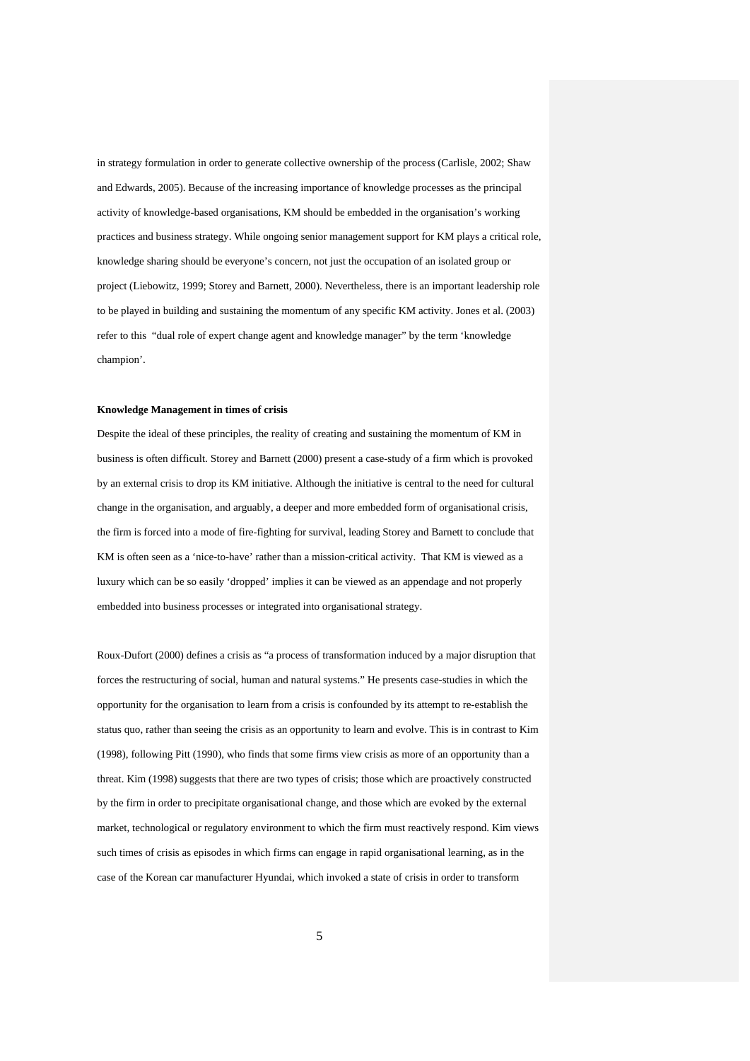in strategy formulation in order to generate collective ownership of the process (Carlisle, 2002; Shaw and Edwards, 2005). Because of the increasing importance of knowledge processes as the principal activity of knowledge-based organisations, KM should be embedded in the organisation's working practices and business strategy. While ongoing senior management support for KM plays a critical role, knowledge sharing should be everyone's concern, not just the occupation of an isolated group or project (Liebowitz, 1999; Storey and Barnett, 2000). Nevertheless, there is an important leadership role to be played in building and sustaining the momentum of any specific KM activity. Jones et al. (2003) refer to this "dual role of expert change agent and knowledge manager" by the term 'knowledge champion'.

**Knowledge Management in times of crisis**

Despite the ideal of these principles, the reality of creating and sustaining the momentum of KM in business is often difficult. Storey and Barnett (2000) present a case-study of a firm which is provoked by an external crisis to drop its KM initiative. Although the initiative is central to the need for cultural change in the organisation, and arguably, a deeper and more embedded form of organisational crisis, the firm is forced into a mode of fire-fighting for survival, leading Storey and Barnett to conclude that KM is often seen as a 'nice-to-have' rather than a mission-critical activity. That KM is viewed as a luxury which can be so easily 'dropped' implies it can be viewed as an appendage and not properly embedded into business processes or integrated into organisational strategy.

Roux-Dufort (2000) defines a crisis as "a process of transformation induced by a major disruption that forces the restructuring of social, human and natural systems." He presents case-studies in which the opportunity for the organisation to learn from a crisis is confounded by its attempt to re-establish the status quo, rather than seeing the crisis as an opportunity to learn and evolve. This is in contrast to Kim (1998), following Pitt (1990), who finds that some firms view crisis as more of an opportunity than a threat. Kim (1998) suggests that there are two types of crisis; those which are proactively constructed by the firm in order to precipitate organisational change, and those which are evoked by the external market, technological or regulatory environment to which the firm must reactively respond. Kim views such times of crisis as episodes in which firms can engage in rapid organisational learning, as in the case of the Korean car manufacturer Hyundai, which invoked a state of crisis in order to transform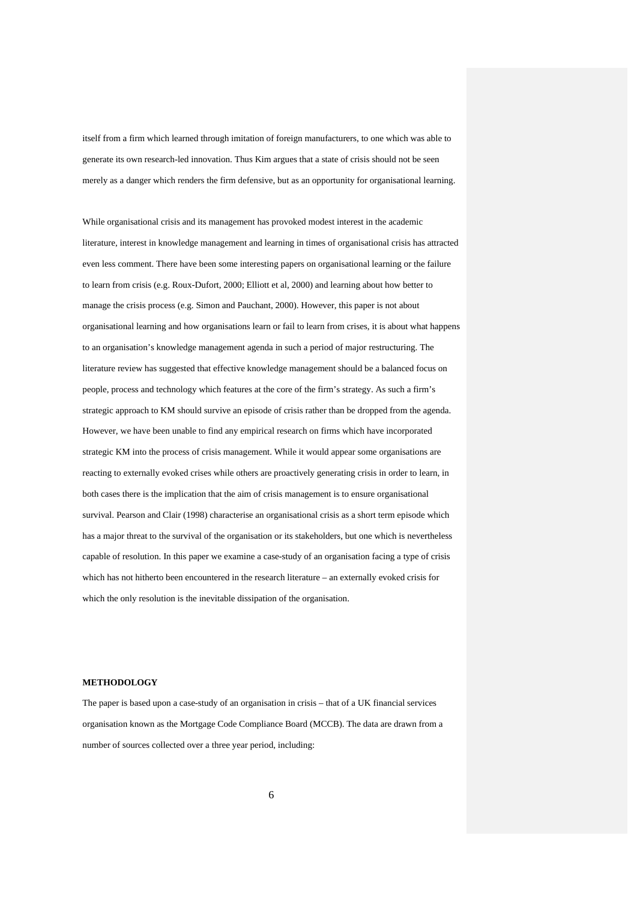itself from a firm which learned through imitation of foreign manufacturers, to one which was able to generate its own research-led innovation. Thus Kim argues that a state of crisis should not be seen merely as a danger which renders the firm defensive, but as an opportunity for organisational learning.

While organisational crisis and its management has provoked modest interest in the academic literature, interest in knowledge management and learning in times of organisational crisis has attracted even less comment. There have been some interesting papers on organisational learning or the failure to learn from crisis (e.g. Roux-Dufort, 2000; Elliott et al, 2000) and learning about how better to manage the crisis process (e.g. Simon and Pauchant, 2000). However, this paper is not about organisational learning and how organisations learn or fail to learn from crises, it is about what happens to an organisation's knowledge management agenda in such a period of major restructuring. The literature review has suggested that effective knowledge management should be a balanced focus on people, process and technology which features at the core of the firm's strategy. As such a firm's strategic approach to KM should survive an episode of crisis rather than be dropped from the agenda. However, we have been unable to find any empirical research on firms which have incorporated strategic KM into the process of crisis management. While it would appear some organisations are reacting to externally evoked crises while others are proactively generating crisis in order to learn, in both cases there is the implication that the aim of crisis management is to ensure organisational survival. Pearson and Clair (1998) characterise an organisational crisis as a short term episode which has a major threat to the survival of the organisation or its stakeholders, but one which is nevertheless capable of resolution. In this paper we examine a case-study of an organisation facing a type of crisis which has not hitherto been encountered in the research literature – an externally evoked crisis for which the only resolution is the inevitable dissipation of the organisation.

**METHODOLOGY**

The paper is based upon a case-study of an organisation in crisis – that of a UK financial services organisation known as the Mortgage Code Compliance Board (MCCB). The data are drawn from a number of sources collected over a three year period, including: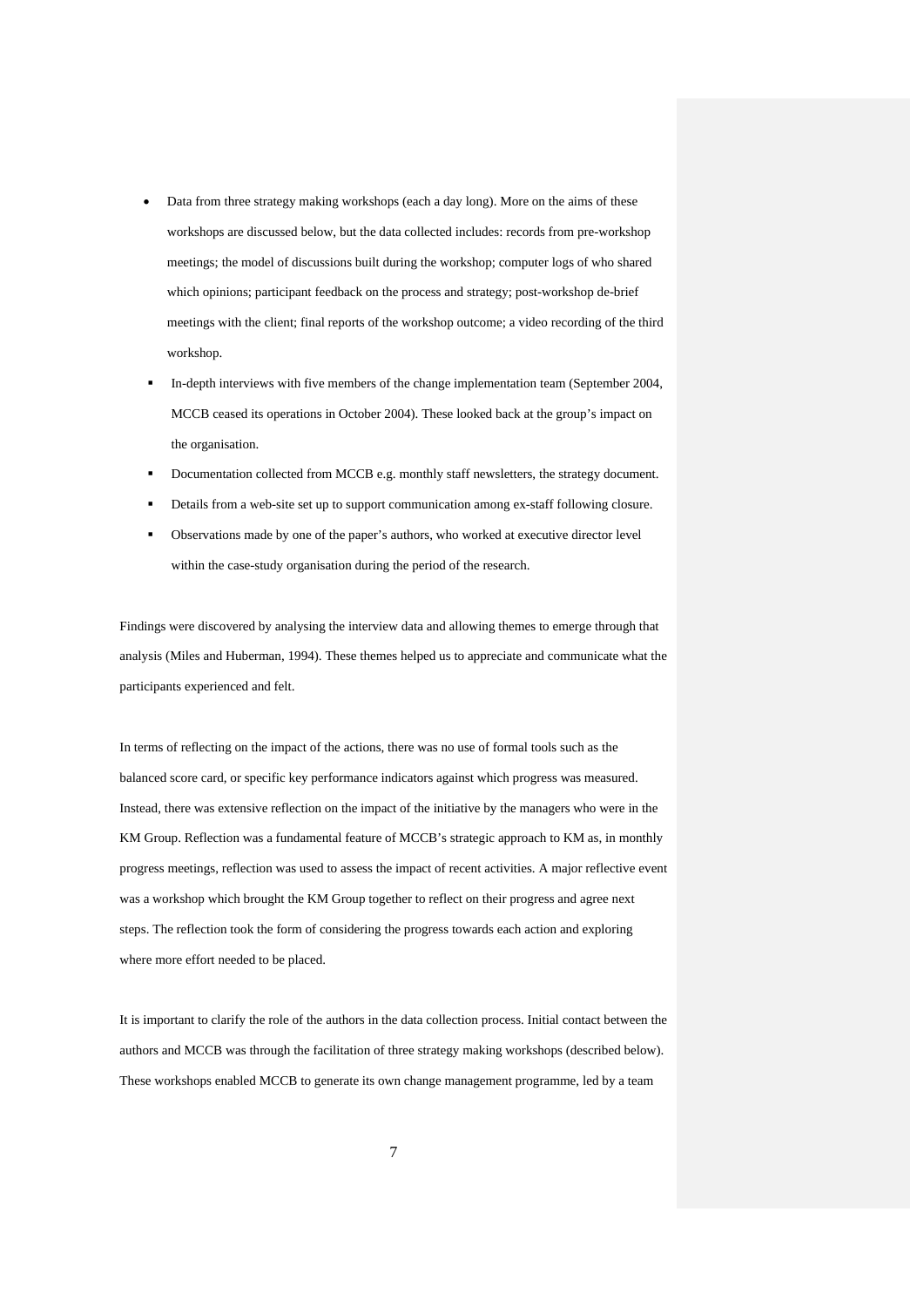- Data from three strategy making workshops (each a day long). More on the aims of these workshops are discussed below, but the data collected includes: records from pre-workshop meetings; the model of discussions built during the workshop; computer logs of who shared which opinions; participant feedback on the process and strategy; post-workshop de-brief meetings with the client; final reports of the workshop outcome; a video recording of the third workshop.
- In-depth interviews with five members of the change implementation team (September 2004, MCCB ceased its operations in October 2004). These looked back at the group's impact on the organisation.
- Documentation collected from MCCB e.g. monthly staff newsletters, the strategy document.
- Details from a web-site set up to support communication among ex-staff following closure.
- Observations made by one of the paper's authors, who worked at executive director level within the case-study organisation during the period of the research.

Findings were discovered by analysing the interview data and allowing themes to emerge through that analysis (Miles and Huberman, 1994). These themes helped us to appreciate and communicate what the participants experienced and felt.

In terms of reflecting on the impact of the actions, there was no use of formal tools such as the balanced score card, or specific key performance indicators against which progress was measured. Instead, there was extensive reflection on the impact of the initiative by the managers who were in the KM Group. Reflection was a fundamental feature of MCCB's strategic approach to KM as, in monthly progress meetings, reflection was used to assess the impact of recent activities. A major reflective event was a workshop which brought the KM Group together to reflect on their progress and agree next steps. The reflection took the form of considering the progress towards each action and exploring where more effort needed to be placed.

It is important to clarify the role of the authors in the data collection process. Initial contact between the authors and MCCB was through the facilitation of three strategy making workshops (described below). These workshops enabled MCCB to generate its own change management programme, led by a team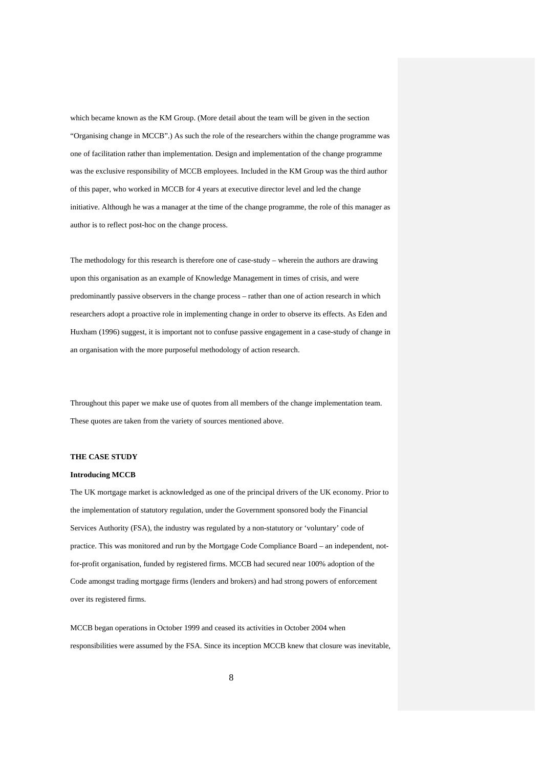which became known as the KM Group. (More detail about the team will be given in the section "Organising change in MCCB".) As such the role of the researchers within the change programme was one of facilitation rather than implementation. Design and implementation of the change programme was the exclusive responsibility of MCCB employees. Included in the KM Group was the third author of this paper, who worked in MCCB for 4 years at executive director level and led the change initiative. Although he was a manager at the time of the change programme, the role of this manager as author is to reflect post-hoc on the change process.

The methodology for this research is therefore one of case-study – wherein the authors are drawing upon this organisation as an example of Knowledge Management in times of crisis, and were predominantly passive observers in the change process – rather than one of action research in which researchers adopt a proactive role in implementing change in order to observe its effects. As Eden and Huxham (1996) suggest, it is important not to confuse passive engagement in a case-study of change in an organisation with the more purposeful methodology of action research.

Throughout this paper we make use of quotes from all members of the change implementation team. These quotes are taken from the variety of sources mentioned above.

## THE CASE STUDY

### Introducing MCCB

The UK mortgage market is acknowledged as one of the principal drivers of the UK economy. Prior to the implementation of statutory regulation, under the Government sponsored body the Financial Services Authority (FSA), the industry was regulated by a non-statutory or 'voluntary' code of practice. This was monitored and run by the Mortgage Code Compliance Board – an independent, not-for-profit organisation, funded by registered firms. MCCB had secured near 100% adoption of the Code amongst trading mortgage firms (lenders and brokers) and had strong powers of enforcement over its registered firms.

MCCB began operations in October 1999 and ceased its activities in October 2004 when responsibilities were assumed by the FSA. Since its inception MCCB knew that closure was inevitable,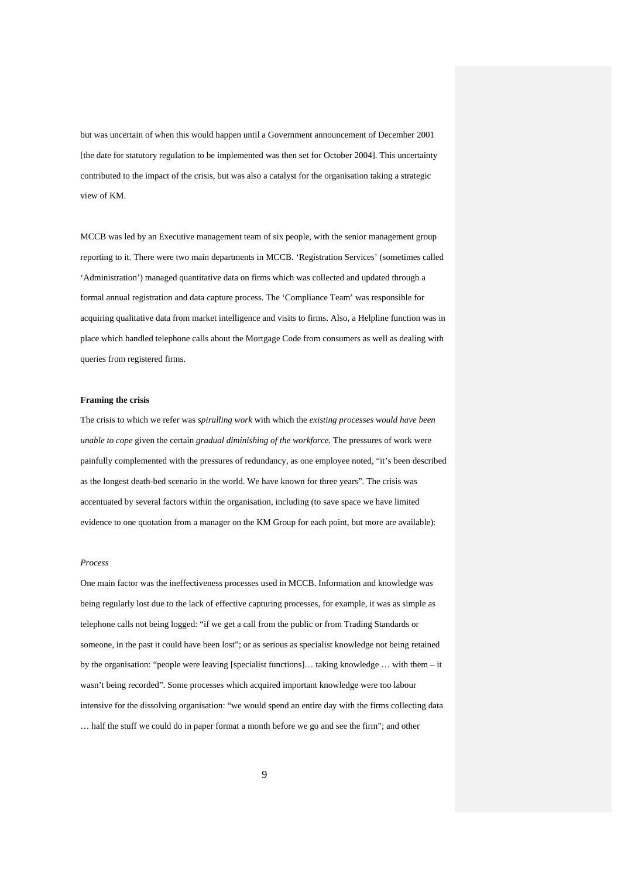but was uncertain of when this would happen until a Government announcement of December 2001 [the date for statutory regulation to be implemented was then set for October 2004]. This uncertainty contributed to the impact of the crisis, but was also a catalyst for the organisation taking a strategic view of KM.

MCCB was led by an Executive management team of six people, with the senior management group reporting to it. There were two main departments in MCCB. 'Registration Services' (sometimes called 'Administration') managed quantitative data on firms which was collected and updated through a formal annual registration and data capture process. The 'Compliance Team' was responsible for acquiring qualitative data from market intelligence and visits to firms. Also, a Helpline function was in place which handled telephone calls about the Mortgage Code from consumers as well as dealing with queries from registered firms.

**Framing the crisis**

The crisis to which we refer was *spiralling work* with which the *existing processes would have been unable to cope* given the certain *gradual diminishing of the workforce*. The pressures of work were painfully complemented with the pressures of redundancy, as one employee noted, "it's been described as the longest death-bed scenario in the world. We have known for three years". The crisis was accentuated by several factors within the organisation, including (to save space we have limited evidence to one quotation from a manager on the KM Group for each point, but more are available):

*Process*

One main factor was the ineffectiveness processes used in MCCB. Information and knowledge was being regularly lost due to the lack of effective capturing processes, for example, it was as simple as telephone calls not being logged: "if we get a call from the public or from Trading Standards or someone, in the past it could have been lost"; or as serious as specialist knowledge not being retained by the organisation: "people were leaving [specialist functions]… taking knowledge … with them – it wasn't being recorded". Some processes which acquired important knowledge were too labour intensive for the dissolving organisation: "we would spend an entire day with the firms collecting data … half the stuff we could do in paper format a month before we go and see the firm"; and other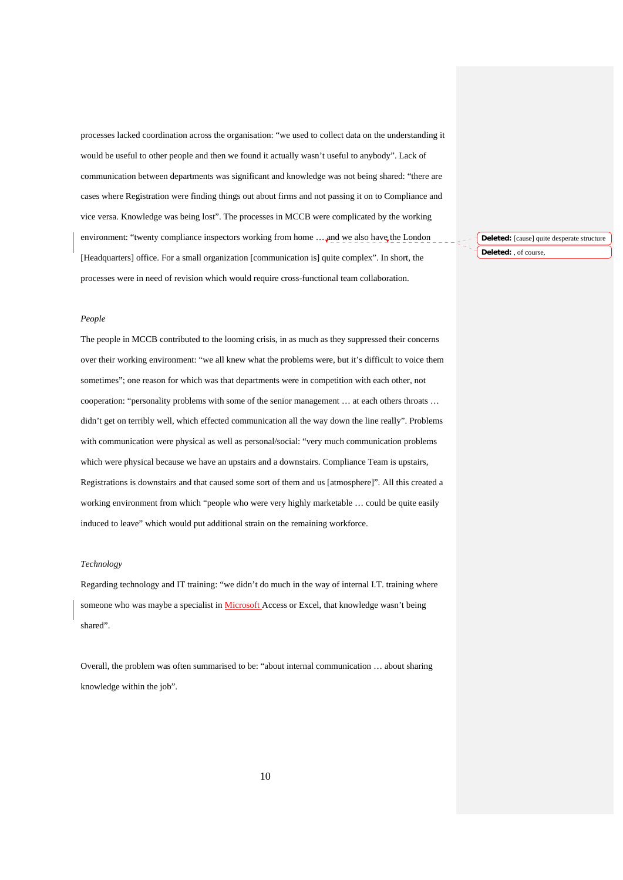processes lacked coordination across the organisation: “we used to collect data on the understanding it would be useful to other people and then we found it actually wasn’t useful to anybody”. Lack of communication between departments was significant and knowledge was not being shared: “there are cases where Registration were finding things out about firms and not passing it on to Compliance and vice versa. Knowledge was being lost”. The processes in MCCB were complicated by the working environment: “twenty compliance inspectors working from home … and we also have the London [Headquarters] office. For a small organization [communication is] quite complex”. In short, the processes were in need of revision which would require cross-functional team collaboration.

*People*

The people in MCCB contributed to the looming crisis, in as much as they suppressed their concerns over their working environment: “we all knew what the problems were, but it’s difficult to voice them sometimes”; one reason for which was that departments were in competition with each other, not cooperation: “personality problems with some of the senior management … at each others throats … didn’t get on terribly well, which effected communication all the way down the line really”. Problems with communication were physical as well as personal/social: “very much communication problems which were physical because we have an upstairs and a downstairs. Compliance Team is upstairs, Registrations is downstairs and that caused some sort of them and us [atmosphere]”. All this created a working environment from which “people who were very highly marketable … could be quite easily induced to leave” which would put additional strain on the remaining workforce.

*Technology*

Regarding technology and IT training: “we didn’t do much in the way of internal I.T. training where someone who was maybe a specialist in Microsoft Access or Excel, that knowledge wasn’t being shared”.

Overall, the problem was often summarised to be: “about internal communication … about sharing knowledge within the job”.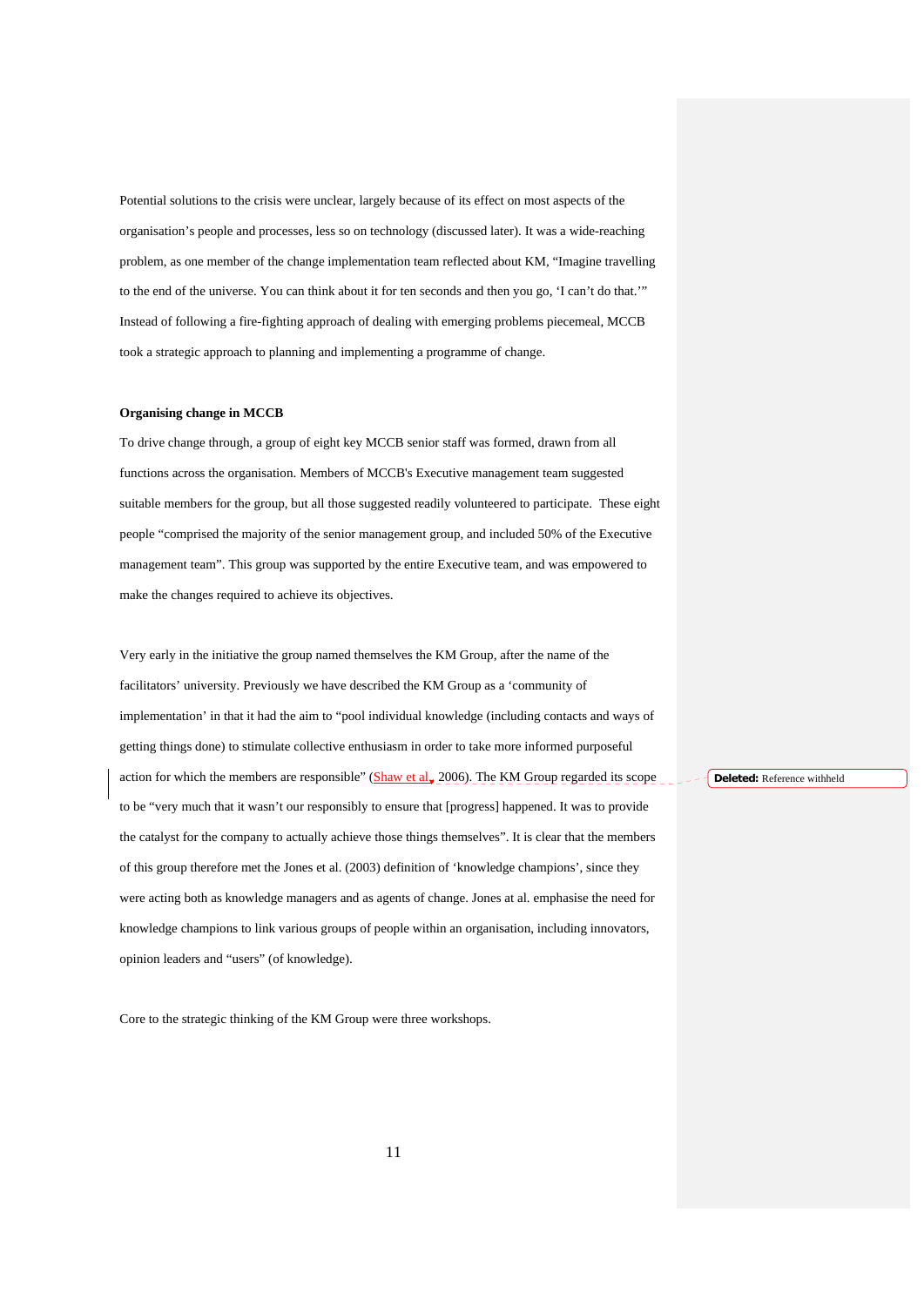Potential solutions to the crisis were unclear, largely because of its effect on most aspects of the organisation's people and processes, less so on technology (discussed later). It was a wide-reaching problem, as one member of the change implementation team reflected about KM, "Imagine travelling to the end of the universe. You can think about it for ten seconds and then you go, 'I can't do that.'" Instead of following a fire-fighting approach of dealing with emerging problems piecemeal, MCCB took a strategic approach to planning and implementing a programme of change.

**Organising change in MCCB**

To drive change through, a group of eight key MCCB senior staff was formed, drawn from all functions across the organisation. Members of MCCB's Executive management team suggested suitable members for the group, but all those suggested readily volunteered to participate. These eight people "comprised the majority of the senior management group, and included 50% of the Executive management team". This group was supported by the entire Executive team, and was empowered to make the changes required to achieve its objectives.

Very early in the initiative the group named themselves the KM Group, after the name of the facilitators' university. Previously we have described the KM Group as a 'community of implementation' in that it had the aim to "pool individual knowledge (including contacts and ways of getting things done) to stimulate collective enthusiasm in order to take more informed purposeful action for which the members are responsible" (Shaw et al, 2006). The KM Group regarded its scope to be "very much that it wasn't our responsibly to ensure that [progress] happened. It was to provide the catalyst for the company to actually achieve those things themselves". It is clear that the members of this group therefore met the Jones et al. (2003) definition of 'knowledge champions', since they were acting both as knowledge managers and as agents of change. Jones at al. emphasise the need for knowledge champions to link various groups of people within an organisation, including innovators, opinion leaders and "users" (of knowledge).

Core to the strategic thinking of the KM Group were three workshops.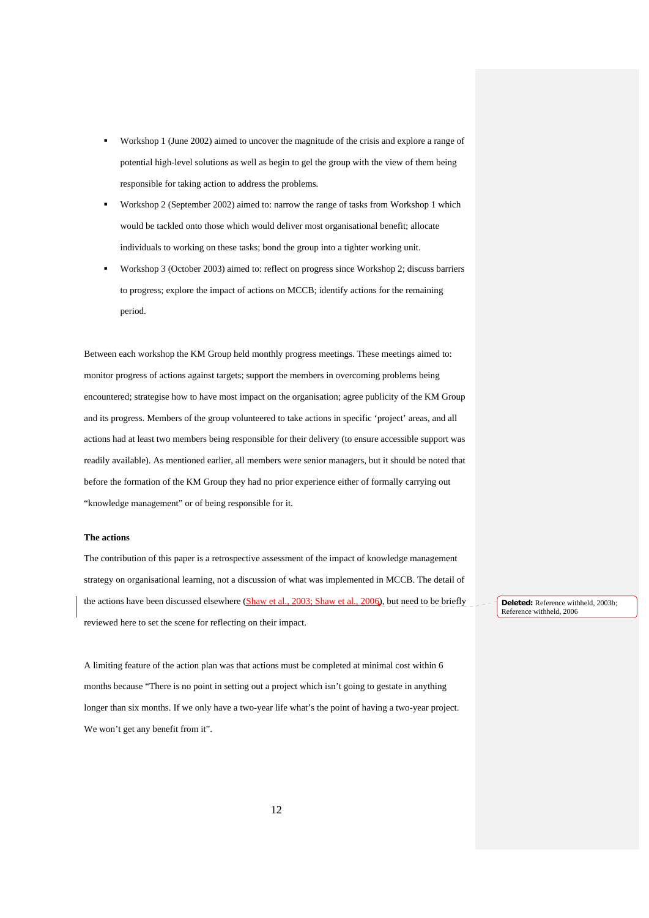- Workshop 1 (June 2002) aimed to uncover the magnitude of the crisis and explore a range of potential high-level solutions as well as begin to gel the group with the view of them being responsible for taking action to address the problems.
- Workshop 2 (September 2002) aimed to: narrow the range of tasks from Workshop 1 which would be tackled onto those which would deliver most organisational benefit; allocate individuals to working on these tasks; bond the group into a tighter working unit.
- Workshop 3 (October 2003) aimed to: reflect on progress since Workshop 2; discuss barriers to progress; explore the impact of actions on MCCB; identify actions for the remaining period.

Between each workshop the KM Group held monthly progress meetings. These meetings aimed to: monitor progress of actions against targets; support the members in overcoming problems being encountered; strategise how to have most impact on the organisation; agree publicity of the KM Group and its progress. Members of the group volunteered to take actions in specific 'project' areas, and all actions had at least two members being responsible for their delivery (to ensure accessible support was readily available). As mentioned earlier, all members were senior managers, but it should be noted that before the formation of the KM Group they had no prior experience either of formally carrying out "knowledge management" or of being responsible for it.

**The actions**

The contribution of this paper is a retrospective assessment of the impact of knowledge management strategy on organisational learning, not a discussion of what was implemented in MCCB. The detail of the actions have been discussed elsewhere (Shaw et al., 2003; Shaw et al., 2006), but need to be briefly reviewed here to set the scene for reflecting on their impact.

A limiting feature of the action plan was that actions must be completed at minimal cost within 6 months because "There is no point in setting out a project which isn't going to gestate in anything longer than six months. If we only have a two-year life what's the point of having a two-year project. We won't get any benefit from it".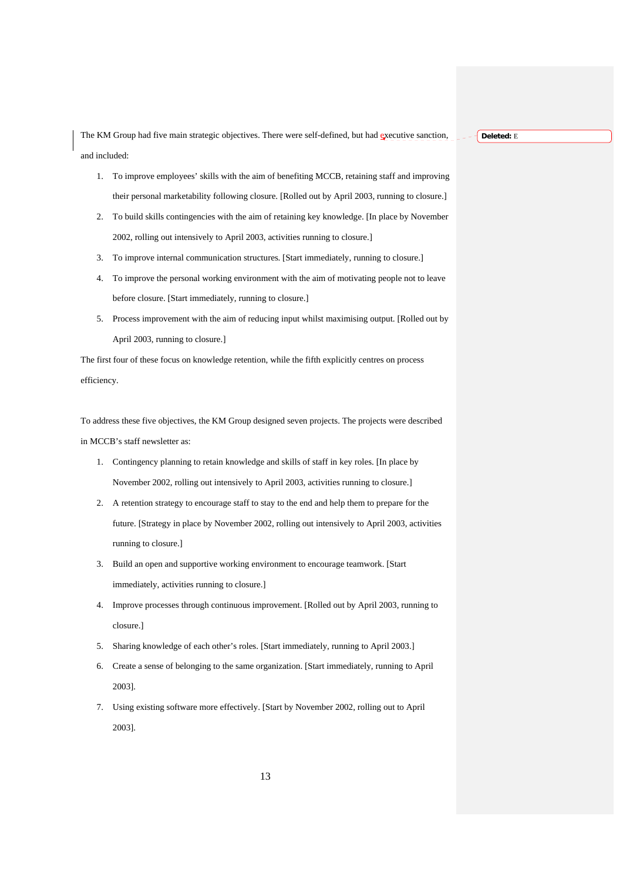The KM Group had five main strategic objectives. There were self-defined, but had executive sanction, and included:

1. To improve employees' skills with the aim of benefiting MCCB, retaining staff and improving their personal marketability following closure. [Rolled out by April 2003, running to closure.]
2. To build skills contingencies with the aim of retaining key knowledge. [In place by November 2002, rolling out intensively to April 2003, activities running to closure.]
3. To improve internal communication structures. [Start immediately, running to closure.]
4. To improve the personal working environment with the aim of motivating people not to leave before closure. [Start immediately, running to closure.]
5. Process improvement with the aim of reducing input whilst maximising output. [Rolled out by April 2003, running to closure.]

The first four of these focus on knowledge retention, while the fifth explicitly centres on process efficiency.

To address these five objectives, the KM Group designed seven projects. The projects were described in MCCB's staff newsletter as:

1. Contingency planning to retain knowledge and skills of staff in key roles. [In place by November 2002, rolling out intensively to April 2003, activities running to closure.]
2. A retention strategy to encourage staff to stay to the end and help them to prepare for the future. [Strategy in place by November 2002, rolling out intensively to April 2003, activities running to closure.]
3. Build an open and supportive working environment to encourage teamwork. [Start immediately, activities running to closure.]
4. Improve processes through continuous improvement. [Rolled out by April 2003, running to closure.]
5. Sharing knowledge of each other's roles. [Start immediately, running to April 2003.]
6. Create a sense of belonging to the same organization. [Start immediately, running to April 2003].
7. Using existing software more effectively. [Start by November 2002, rolling out to April 2003].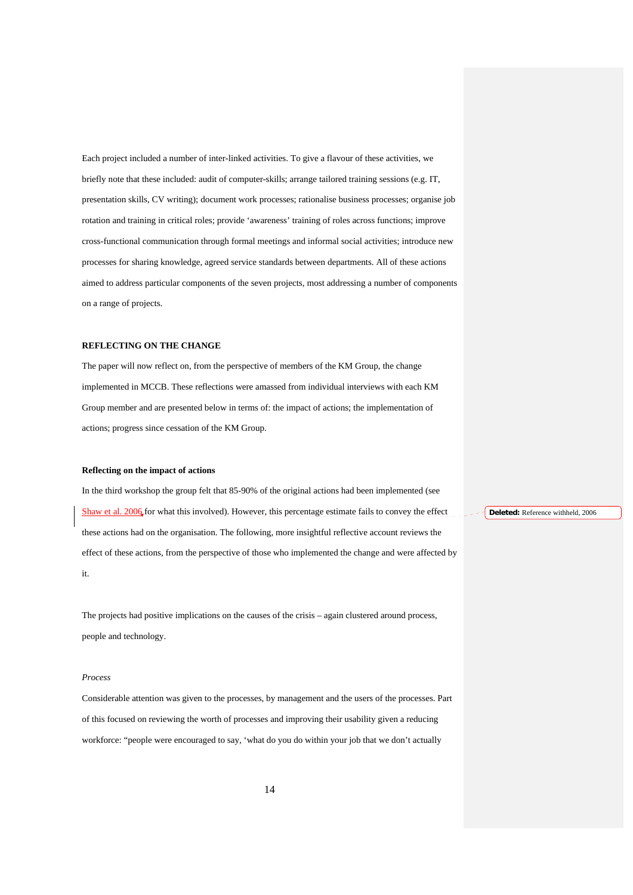Each project included a number of inter-linked activities. To give a flavour of these activities, we briefly note that these included: audit of computer-skills; arrange tailored training sessions (e.g. IT, presentation skills, CV writing); document work processes; rationalise business processes; organise job rotation and training in critical roles; provide 'awareness' training of roles across functions; improve cross-functional communication through formal meetings and informal social activities; introduce new processes for sharing knowledge, agreed service standards between departments. All of these actions aimed to address particular components of the seven projects, most addressing a number of components on a range of projects.

## REFLECTING ON THE CHANGE

The paper will now reflect on, from the perspective of members of the KM Group, the change implemented in MCCB. These reflections were amassed from individual interviews with each KM Group member and are presented below in terms of: the impact of actions; the implementation of actions; progress since cessation of the KM Group.

### Reflecting on the impact of actions

In the third workshop the group felt that 85-90% of the original actions had been implemented (see Shaw et al. 2006 for what this involved). However, this percentage estimate fails to convey the effect these actions had on the organisation. The following, more insightful reflective account reviews the effect of these actions, from the perspective of those who implemented the change and were affected by it.

**Deleted:** Reference withheld, 2006

The projects had positive implications on the causes of the crisis – again clustered around process, people and technology.

*Process*

Considerable attention was given to the processes, by management and the users of the processes. Part of this focused on reviewing the worth of processes and improving their usability given a reducing workforce: "people were encouraged to say, 'what do you do within your job that we don't actually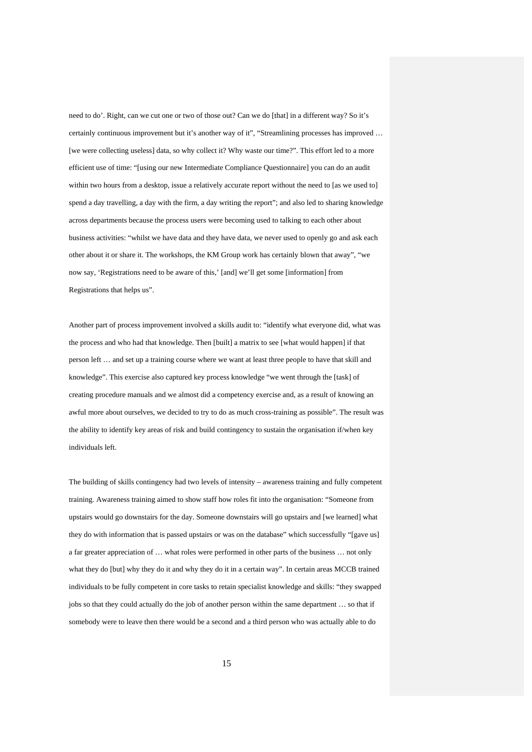need to do'. Right, can we cut one or two of those out? Can we do [that] in a different way? So it's certainly continuous improvement but it's another way of it", "Streamlining processes has improved … [we were collecting useless] data, so why collect it? Why waste our time?". This effort led to a more efficient use of time: "[using our new Intermediate Compliance Questionnaire] you can do an audit within two hours from a desktop, issue a relatively accurate report without the need to [as we used to] spend a day travelling, a day with the firm, a day writing the report"; and also led to sharing knowledge across departments because the process users were becoming used to talking to each other about business activities: "whilst we have data and they have data, we never used to openly go and ask each other about it or share it. The workshops, the KM Group work has certainly blown that away", "we now say, 'Registrations need to be aware of this,' [and] we'll get some [information] from Registrations that helps us".

Another part of process improvement involved a skills audit to: "identify what everyone did, what was the process and who had that knowledge. Then [built] a matrix to see [what would happen] if that person left … and set up a training course where we want at least three people to have that skill and knowledge". This exercise also captured key process knowledge "we went through the [task] of creating procedure manuals and we almost did a competency exercise and, as a result of knowing an awful more about ourselves, we decided to try to do as much cross-training as possible". The result was the ability to identify key areas of risk and build contingency to sustain the organisation if/when key individuals left.

The building of skills contingency had two levels of intensity – awareness training and fully competent training. Awareness training aimed to show staff how roles fit into the organisation: "Someone from upstairs would go downstairs for the day. Someone downstairs will go upstairs and [we learned] what they do with information that is passed upstairs or was on the database" which successfully "[gave us] a far greater appreciation of … what roles were performed in other parts of the business … not only what they do [but] why they do it and why they do it in a certain way". In certain areas MCCB trained individuals to be fully competent in core tasks to retain specialist knowledge and skills: "they swapped jobs so that they could actually do the job of another person within the same department … so that if somebody were to leave then there would be a second and a third person who was actually able to do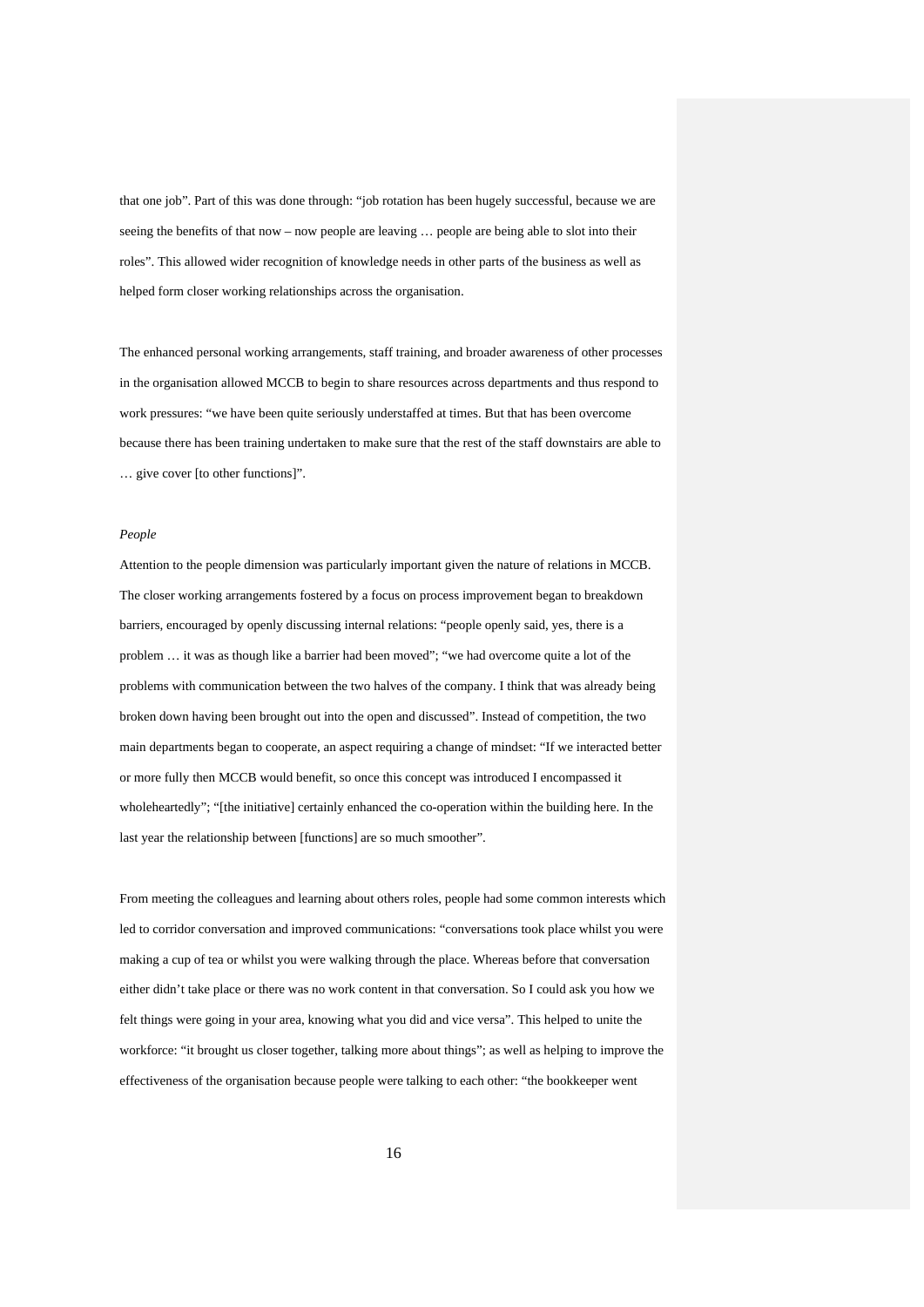that one job". Part of this was done through: "job rotation has been hugely successful, because we are seeing the benefits of that now – now people are leaving … people are being able to slot into their roles". This allowed wider recognition of knowledge needs in other parts of the business as well as helped form closer working relationships across the organisation.

The enhanced personal working arrangements, staff training, and broader awareness of other processes in the organisation allowed MCCB to begin to share resources across departments and thus respond to work pressures: "we have been quite seriously understaffed at times. But that has been overcome because there has been training undertaken to make sure that the rest of the staff downstairs are able to … give cover [to other functions]".

*People*

Attention to the people dimension was particularly important given the nature of relations in MCCB. The closer working arrangements fostered by a focus on process improvement began to breakdown barriers, encouraged by openly discussing internal relations: "people openly said, yes, there is a problem … it was as though like a barrier had been moved"; "we had overcome quite a lot of the problems with communication between the two halves of the company. I think that was already being broken down having been brought out into the open and discussed". Instead of competition, the two main departments began to cooperate, an aspect requiring a change of mindset: "If we interacted better or more fully then MCCB would benefit, so once this concept was introduced I encompassed it wholeheartedly"; "[the initiative] certainly enhanced the co-operation within the building here. In the last year the relationship between [functions] are so much smoother".

From meeting the colleagues and learning about others roles, people had some common interests which led to corridor conversation and improved communications: "conversations took place whilst you were making a cup of tea or whilst you were walking through the place. Whereas before that conversation either didn't take place or there was no work content in that conversation. So I could ask you how we felt things were going in your area, knowing what you did and vice versa". This helped to unite the workforce: "it brought us closer together, talking more about things"; as well as helping to improve the effectiveness of the organisation because people were talking to each other: "the bookkeeper went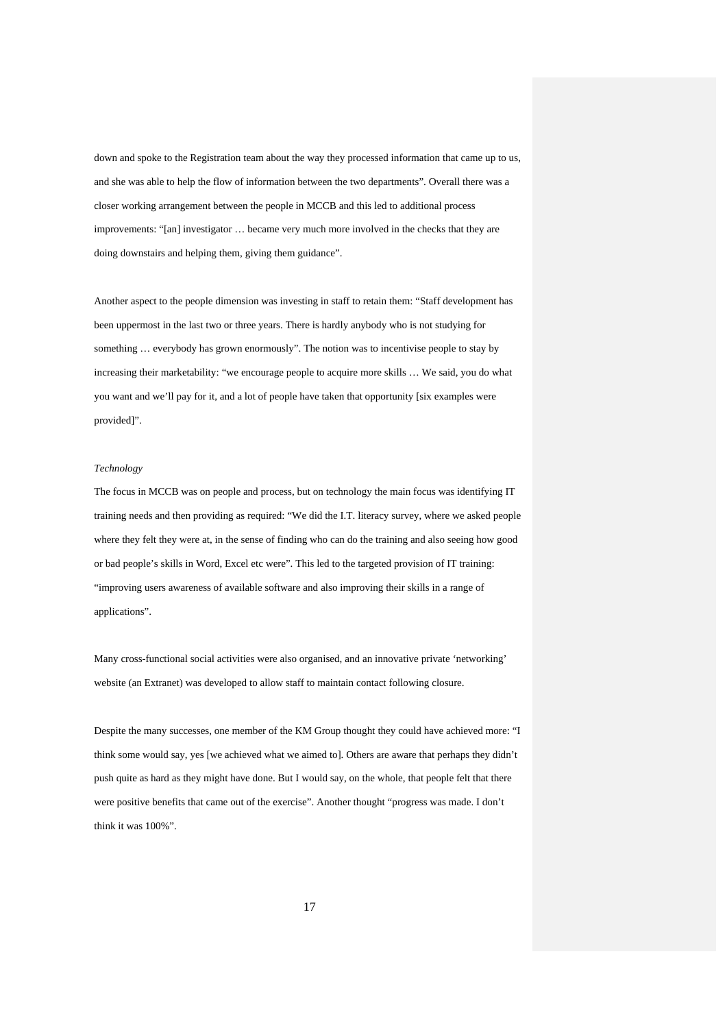down and spoke to the Registration team about the way they processed information that came up to us, and she was able to help the flow of information between the two departments". Overall there was a closer working arrangement between the people in MCCB and this led to additional process improvements: "[an] investigator … became very much more involved in the checks that they are doing downstairs and helping them, giving them guidance".

Another aspect to the people dimension was investing in staff to retain them: "Staff development has been uppermost in the last two or three years. There is hardly anybody who is not studying for something … everybody has grown enormously". The notion was to incentivise people to stay by increasing their marketability: "we encourage people to acquire more skills … We said, you do what you want and we'll pay for it, and a lot of people have taken that opportunity [six examples were provided]".

*Technology*

The focus in MCCB was on people and process, but on technology the main focus was identifying IT training needs and then providing as required: "We did the I.T. literacy survey, where we asked people where they felt they were at, in the sense of finding who can do the training and also seeing how good or bad people's skills in Word, Excel etc were". This led to the targeted provision of IT training: "improving users awareness of available software and also improving their skills in a range of applications".

Many cross-functional social activities were also organised, and an innovative private 'networking' website (an Extranet) was developed to allow staff to maintain contact following closure.

Despite the many successes, one member of the KM Group thought they could have achieved more: "I think some would say, yes [we achieved what we aimed to]. Others are aware that perhaps they didn't push quite as hard as they might have done. But I would say, on the whole, that people felt that there were positive benefits that came out of the exercise". Another thought "progress was made. I don't think it was 100%".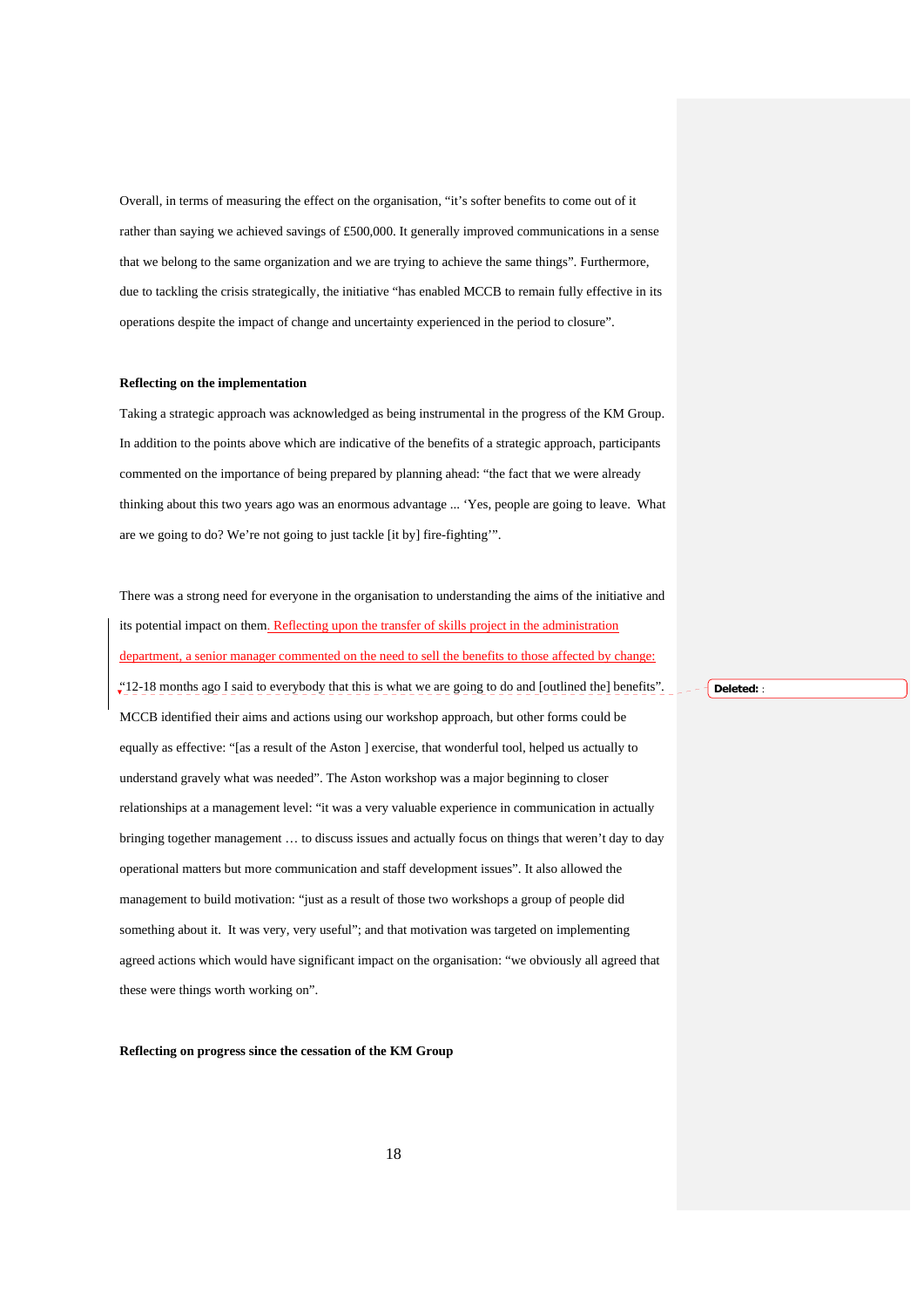Overall, in terms of measuring the effect on the organisation, "it's softer benefits to come out of it rather than saying we achieved savings of £500,000. It generally improved communications in a sense that we belong to the same organization and we are trying to achieve the same things". Furthermore, due to tackling the crisis strategically, the initiative "has enabled MCCB to remain fully effective in its operations despite the impact of change and uncertainty experienced in the period to closure".

**Reflecting on the implementation**

Taking a strategic approach was acknowledged as being instrumental in the progress of the KM Group. In addition to the points above which are indicative of the benefits of a strategic approach, participants commented on the importance of being prepared by planning ahead: "the fact that we were already thinking about this two years ago was an enormous advantage ... 'Yes, people are going to leave. What are we going to do? We're not going to just tackle [it by] fire-fighting'".

There was a strong need for everyone in the organisation to understanding the aims of the initiative and its potential impact on them. Reflecting upon the transfer of skills project in the administration department, a senior manager commented on the need to sell the benefits to those affected by change: "12-18 months ago I said to everybody that this is what we are going to do and [outlined the] benefits". MCCB identified their aims and actions using our workshop approach, but other forms could be equally as effective: "[as a result of the Aston ] exercise, that wonderful tool, helped us actually to understand gravely what was needed". The Aston workshop was a major beginning to closer relationships at a management level: "it was a very valuable experience in communication in actually bringing together management … to discuss issues and actually focus on things that weren't day to day operational matters but more communication and staff development issues". It also allowed the management to build motivation: "just as a result of those two workshops a group of people did something about it. It was very, very useful"; and that motivation was targeted on implementing agreed actions which would have significant impact on the organisation: "we obviously all agreed that these were things worth working on".

**Reflecting on progress since the cessation of the KM Group**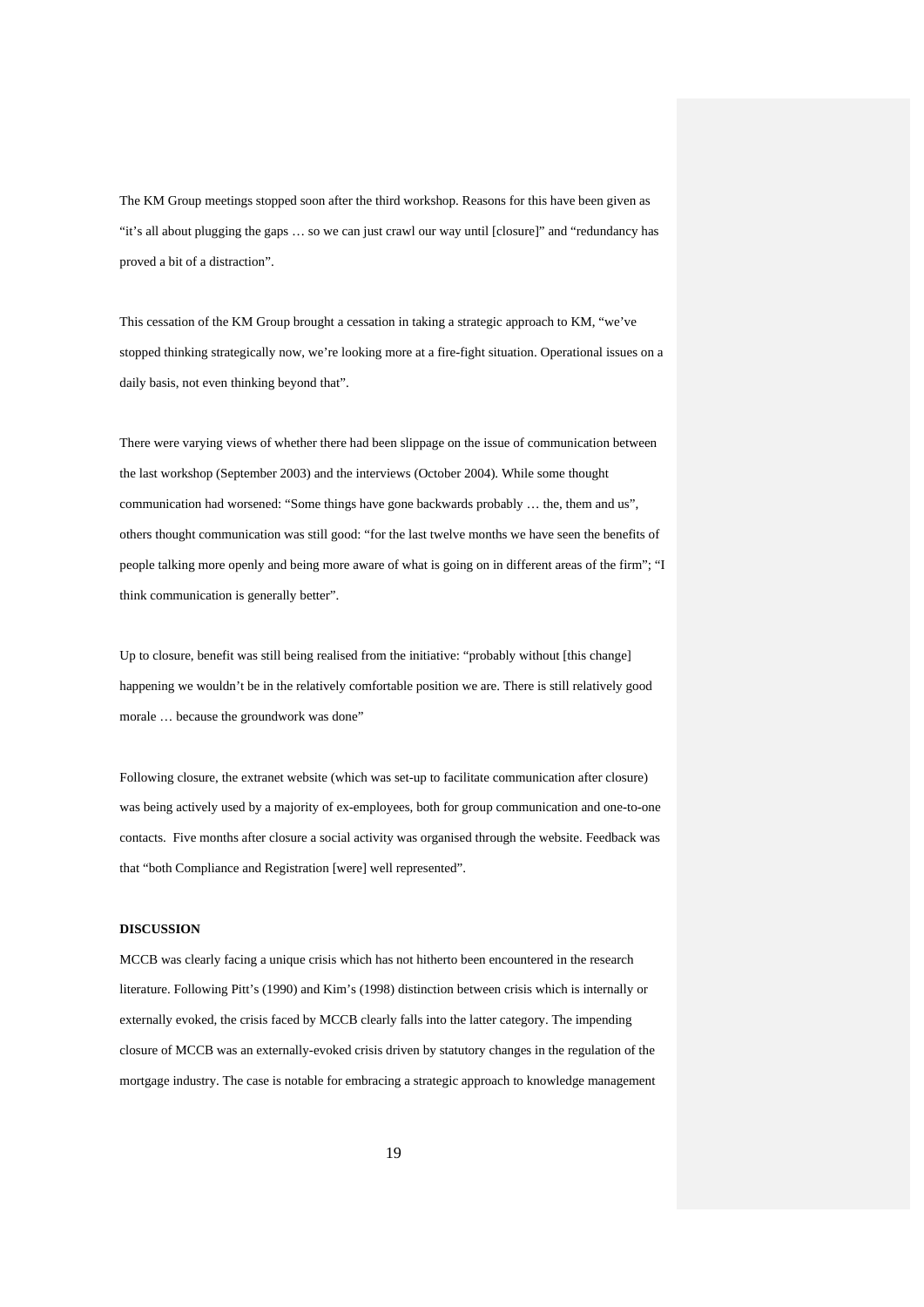The KM Group meetings stopped soon after the third workshop. Reasons for this have been given as "it's all about plugging the gaps … so we can just crawl our way until [closure]" and "redundancy has proved a bit of a distraction".

This cessation of the KM Group brought a cessation in taking a strategic approach to KM, "we've stopped thinking strategically now, we're looking more at a fire-fight situation. Operational issues on a daily basis, not even thinking beyond that".

There were varying views of whether there had been slippage on the issue of communication between the last workshop (September 2003) and the interviews (October 2004). While some thought communication had worsened: "Some things have gone backwards probably … the, them and us", others thought communication was still good: "for the last twelve months we have seen the benefits of people talking more openly and being more aware of what is going on in different areas of the firm"; "I think communication is generally better".

Up to closure, benefit was still being realised from the initiative: "probably without [this change] happening we wouldn't be in the relatively comfortable position we are. There is still relatively good morale … because the groundwork was done"

Following closure, the extranet website (which was set-up to facilitate communication after closure) was being actively used by a majority of ex-employees, both for group communication and one-to-one contacts. Five months after closure a social activity was organised through the website. Feedback was that "both Compliance and Registration [were] well represented".

**DISCUSSION**

MCCB was clearly facing a unique crisis which has not hitherto been encountered in the research literature. Following Pitt's (1990) and Kim's (1998) distinction between crisis which is internally or externally evoked, the crisis faced by MCCB clearly falls into the latter category. The impending closure of MCCB was an externally-evoked crisis driven by statutory changes in the regulation of the mortgage industry. The case is notable for embracing a strategic approach to knowledge management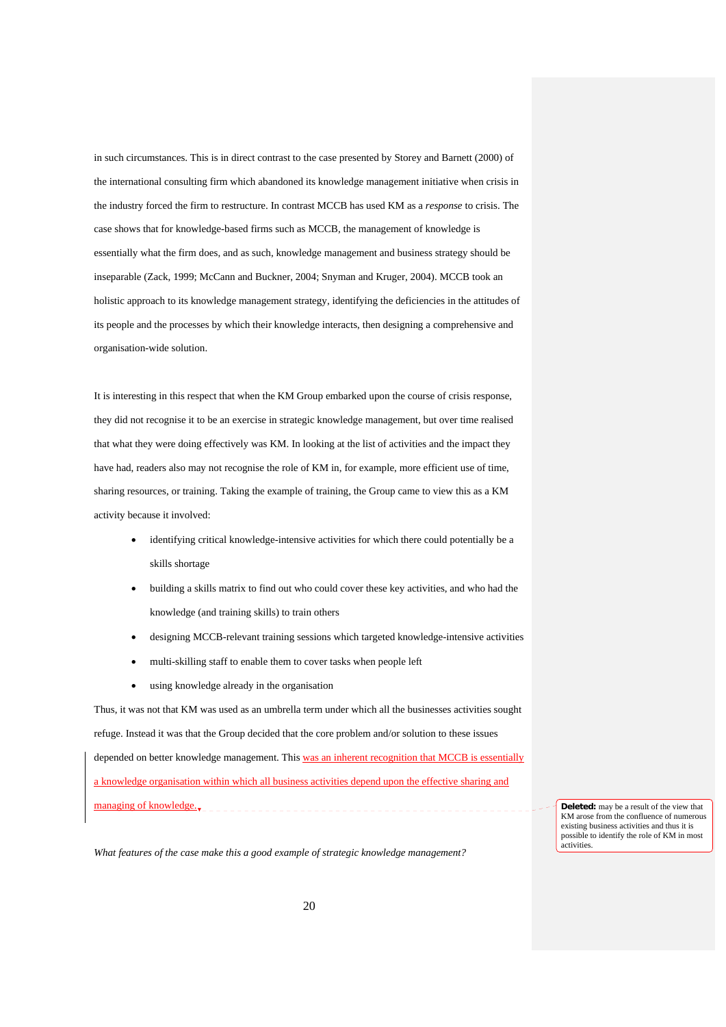in such circumstances. This is in direct contrast to the case presented by Storey and Barnett (2000) of the international consulting firm which abandoned its knowledge management initiative when crisis in the industry forced the firm to restructure. In contrast MCCB has used KM as a *response* to crisis. The case shows that for knowledge-based firms such as MCCB, the management of knowledge is essentially what the firm does, and as such, knowledge management and business strategy should be inseparable (Zack, 1999; McCann and Buckner, 2004; Snyman and Kruger, 2004). MCCB took an holistic approach to its knowledge management strategy, identifying the deficiencies in the attitudes of its people and the processes by which their knowledge interacts, then designing a comprehensive and organisation-wide solution.

It is interesting in this respect that when the KM Group embarked upon the course of crisis response, they did not recognise it to be an exercise in strategic knowledge management, but over time realised that what they were doing effectively was KM. In looking at the list of activities and the impact they have had, readers also may not recognise the role of KM in, for example, more efficient use of time, sharing resources, or training. Taking the example of training, the Group came to view this as a KM activity because it involved:

- identifying critical knowledge-intensive activities for which there could potentially be a skills shortage
- building a skills matrix to find out who could cover these key activities, and who had the knowledge (and training skills) to train others
- designing MCCB-relevant training sessions which targeted knowledge-intensive activities
- multi-skilling staff to enable them to cover tasks when people left
- using knowledge already in the organisation

Thus, it was not that KM was used as an umbrella term under which all the businesses activities sought refuge. Instead it was that the Group decided that the core problem and/or solution to these issues depended on better knowledge management. This was an inherent recognition that MCCB is essentially a knowledge organisation within which all business activities depend upon the effective sharing and managing of knowledge.

**Deleted:** may be a result of the view that KM arose from the confluence of numerous existing business activities and thus it is possible to identify the role of KM in most activities.

*What features of the case make this a good example of strategic knowledge management?*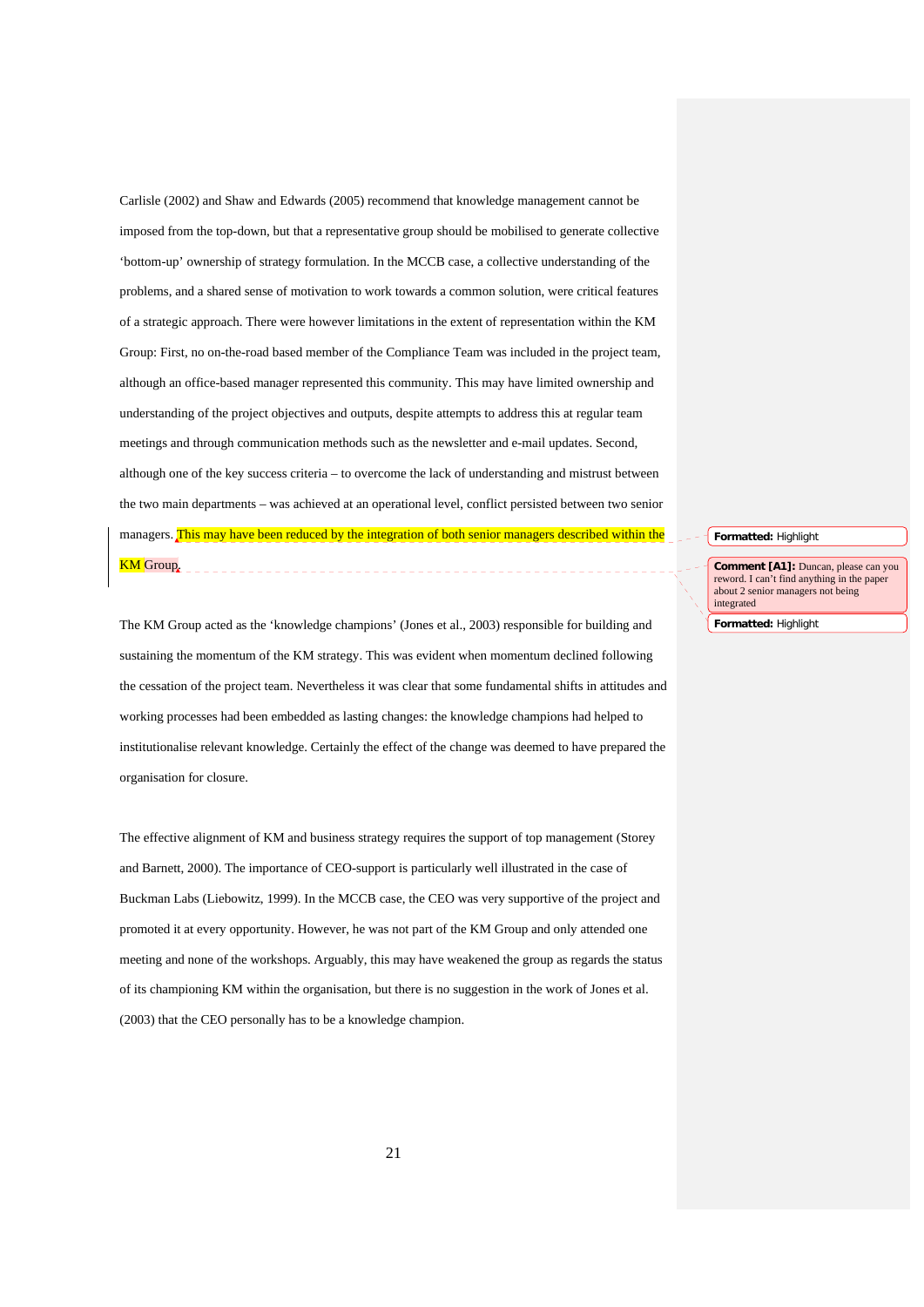Carlisle (2002) and Shaw and Edwards (2005) recommend that knowledge management cannot be imposed from the top-down, but that a representative group should be mobilised to generate collective 'bottom-up' ownership of strategy formulation. In the MCCB case, a collective understanding of the problems, and a shared sense of motivation to work towards a common solution, were critical features of a strategic approach. There were however limitations in the extent of representation within the KM Group: First, no on-the-road based member of the Compliance Team was included in the project team, although an office-based manager represented this community. This may have limited ownership and understanding of the project objectives and outputs, despite attempts to address this at regular team meetings and through communication methods such as the newsletter and e-mail updates. Second, although one of the key success criteria – to overcome the lack of understanding and mistrust between the two main departments – was achieved at an operational level, conflict persisted between two senior managers. This may have been reduced by the integration of both senior managers described within the KM Group.

**Formatted:** Highlight

**Comment [A1]:** Duncan, please can you reword. I can't find anything in the paper about 2 senior managers not being integrated

**Formatted:** Highlight

The KM Group acted as the 'knowledge champions' (Jones et al., 2003) responsible for building and sustaining the momentum of the KM strategy. This was evident when momentum declined following the cessation of the project team. Nevertheless it was clear that some fundamental shifts in attitudes and working processes had been embedded as lasting changes: the knowledge champions had helped to institutionalise relevant knowledge. Certainly the effect of the change was deemed to have prepared the organisation for closure.

The effective alignment of KM and business strategy requires the support of top management (Storey and Barnett, 2000). The importance of CEO-support is particularly well illustrated in the case of Buckman Labs (Liebowitz, 1999). In the MCCB case, the CEO was very supportive of the project and promoted it at every opportunity. However, he was not part of the KM Group and only attended one meeting and none of the workshops. Arguably, this may have weakened the group as regards the status of its championing KM within the organisation, but there is no suggestion in the work of Jones et al. (2003) that the CEO personally has to be a knowledge champion.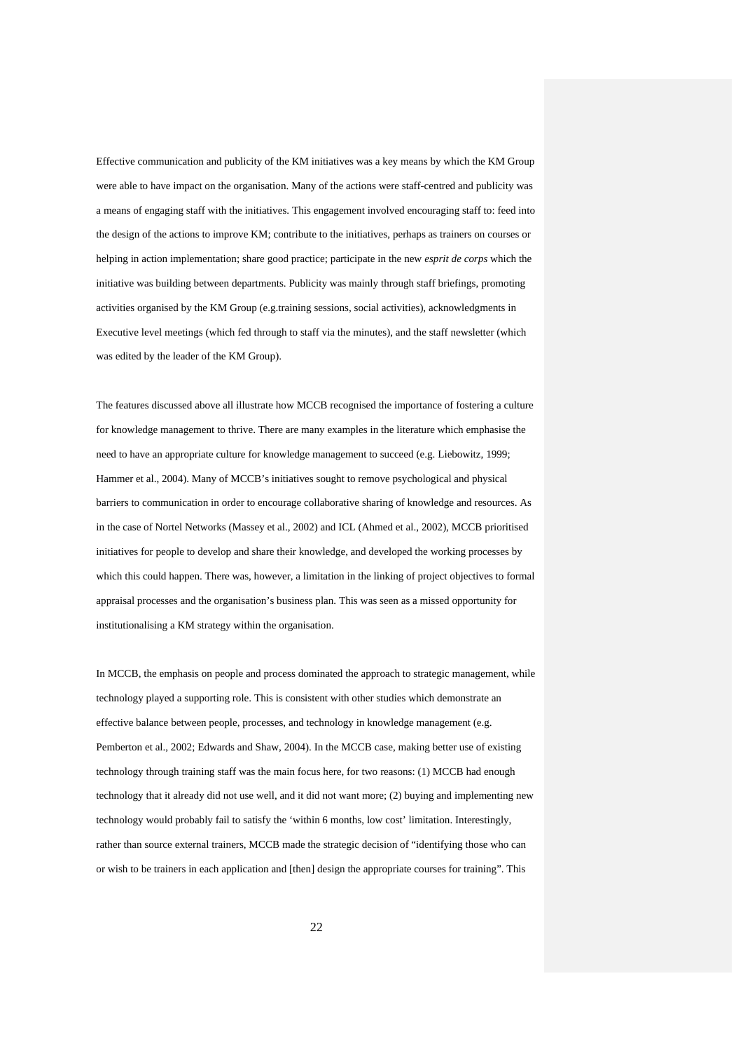Effective communication and publicity of the KM initiatives was a key means by which the KM Group were able to have impact on the organisation. Many of the actions were staff-centred and publicity was a means of engaging staff with the initiatives. This engagement involved encouraging staff to: feed into the design of the actions to improve KM; contribute to the initiatives, perhaps as trainers on courses or helping in action implementation; share good practice; participate in the new *esprit de corps* which the initiative was building between departments. Publicity was mainly through staff briefings, promoting activities organised by the KM Group (e.g.training sessions, social activities), acknowledgments in Executive level meetings (which fed through to staff via the minutes), and the staff newsletter (which was edited by the leader of the KM Group).

The features discussed above all illustrate how MCCB recognised the importance of fostering a culture for knowledge management to thrive. There are many examples in the literature which emphasise the need to have an appropriate culture for knowledge management to succeed (e.g. Liebowitz, 1999; Hammer et al., 2004). Many of MCCB's initiatives sought to remove psychological and physical barriers to communication in order to encourage collaborative sharing of knowledge and resources. As in the case of Nortel Networks (Massey et al., 2002) and ICL (Ahmed et al., 2002), MCCB prioritised initiatives for people to develop and share their knowledge, and developed the working processes by which this could happen. There was, however, a limitation in the linking of project objectives to formal appraisal processes and the organisation's business plan. This was seen as a missed opportunity for institutionalising a KM strategy within the organisation.

In MCCB, the emphasis on people and process dominated the approach to strategic management, while technology played a supporting role. This is consistent with other studies which demonstrate an effective balance between people, processes, and technology in knowledge management (e.g. Pemberton et al., 2002; Edwards and Shaw, 2004). In the MCCB case, making better use of existing technology through training staff was the main focus here, for two reasons: (1) MCCB had enough technology that it already did not use well, and it did not want more; (2) buying and implementing new technology would probably fail to satisfy the 'within 6 months, low cost' limitation. Interestingly, rather than source external trainers, MCCB made the strategic decision of "identifying those who can or wish to be trainers in each application and [then] design the appropriate courses for training". This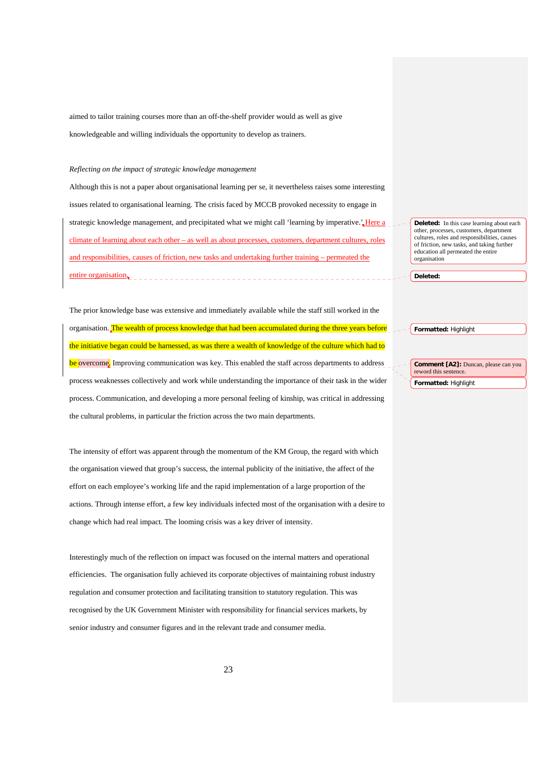aimed to tailor training courses more than an off-the-shelf provider would as well as give knowledgeable and willing individuals the opportunity to develop as trainers.

*Reflecting on the impact of strategic knowledge management*

Although this is not a paper about organisational learning per se, it nevertheless raises some interesting issues related to organisational learning. The crisis faced by MCCB provoked necessity to engage in strategic knowledge management, and precipitated what we might call 'learning by imperative.' Here a climate of learning about each other – as well as about processes, customers, department cultures, roles and responsibilities, causes of friction, new tasks and undertaking further training – permeated the entire organisation.

The prior knowledge base was extensive and immediately available while the staff still worked in the organisation. The wealth of process knowledge that had been accumulated during the three years before the initiative began could be harnessed, as was there a wealth of knowledge of the culture which had to be overcome. Improving communication was key. This enabled the staff across departments to address process weaknesses collectively and work while understanding the importance of their task in the wider process. Communication, and developing a more personal feeling of kinship, was critical in addressing the cultural problems, in particular the friction across the two main departments.

The intensity of effort was apparent through the momentum of the KM Group, the regard with which the organisation viewed that group's success, the internal publicity of the initiative, the affect of the effort on each employee's working life and the rapid implementation of a large proportion of the actions. Through intense effort, a few key individuals infected most of the organisation with a desire to change which had real impact. The looming crisis was a key driver of intensity.

Interestingly much of the reflection on impact was focused on the internal matters and operational efficiencies. The organisation fully achieved its corporate objectives of maintaining robust industry regulation and consumer protection and facilitating transition to statutory regulation. This was recognised by the UK Government Minister with responsibility for financial services markets, by senior industry and consumer figures and in the relevant trade and consumer media.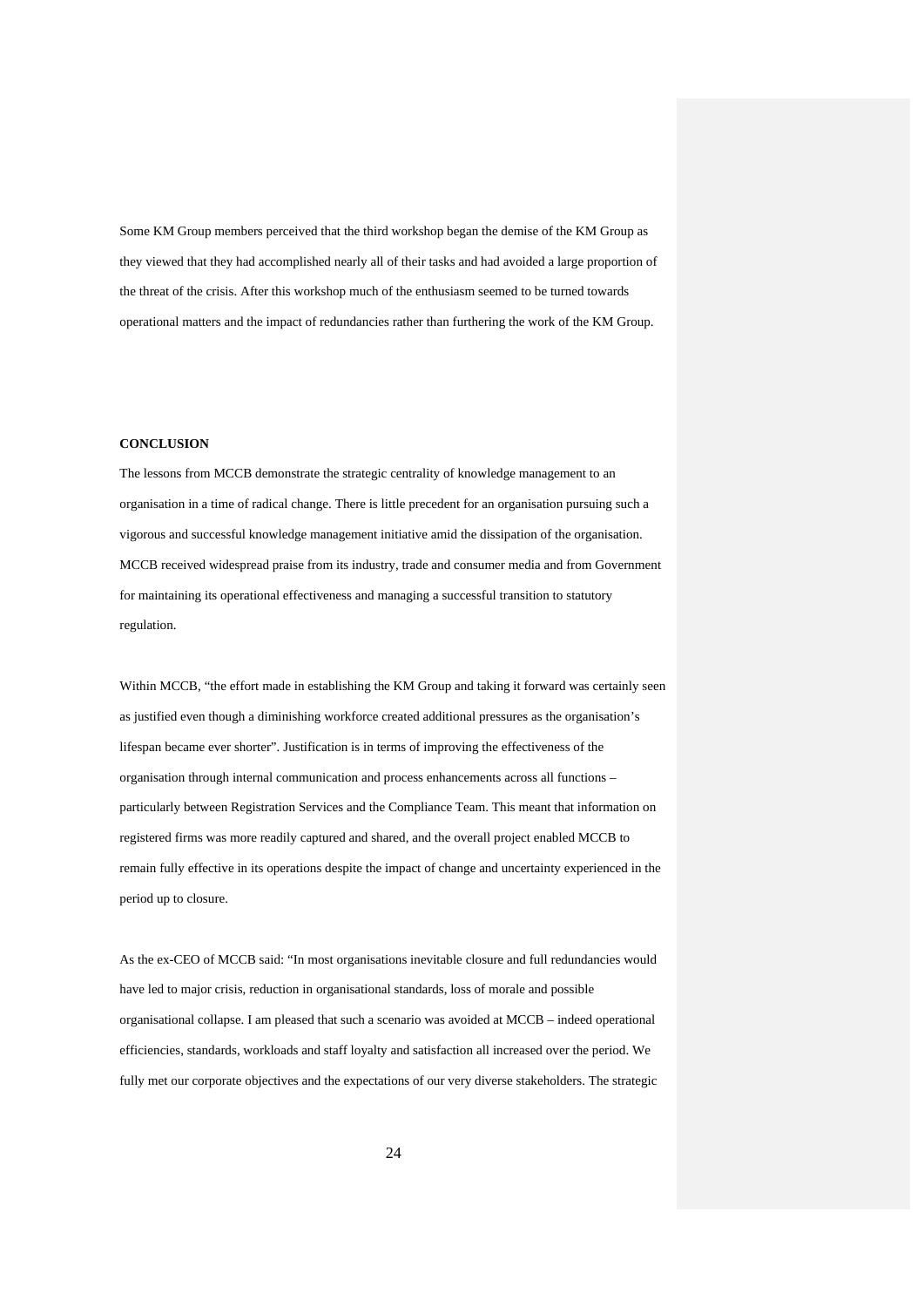Some KM Group members perceived that the third workshop began the demise of the KM Group as they viewed that they had accomplished nearly all of their tasks and had avoided a large proportion of the threat of the crisis. After this workshop much of the enthusiasm seemed to be turned towards operational matters and the impact of redundancies rather than furthering the work of the KM Group.

## CONCLUSION

The lessons from MCCB demonstrate the strategic centrality of knowledge management to an organisation in a time of radical change. There is little precedent for an organisation pursuing such a vigorous and successful knowledge management initiative amid the dissipation of the organisation. MCCB received widespread praise from its industry, trade and consumer media and from Government for maintaining its operational effectiveness and managing a successful transition to statutory regulation.

Within MCCB, "the effort made in establishing the KM Group and taking it forward was certainly seen as justified even though a diminishing workforce created additional pressures as the organisation's lifespan became ever shorter". Justification is in terms of improving the effectiveness of the organisation through internal communication and process enhancements across all functions – particularly between Registration Services and the Compliance Team. This meant that information on registered firms was more readily captured and shared, and the overall project enabled MCCB to remain fully effective in its operations despite the impact of change and uncertainty experienced in the period up to closure.

As the ex-CEO of MCCB said: "In most organisations inevitable closure and full redundancies would have led to major crisis, reduction in organisational standards, loss of morale and possible organisational collapse. I am pleased that such a scenario was avoided at MCCB – indeed operational efficiencies, standards, workloads and staff loyalty and satisfaction all increased over the period. We fully met our corporate objectives and the expectations of our very diverse stakeholders. The strategic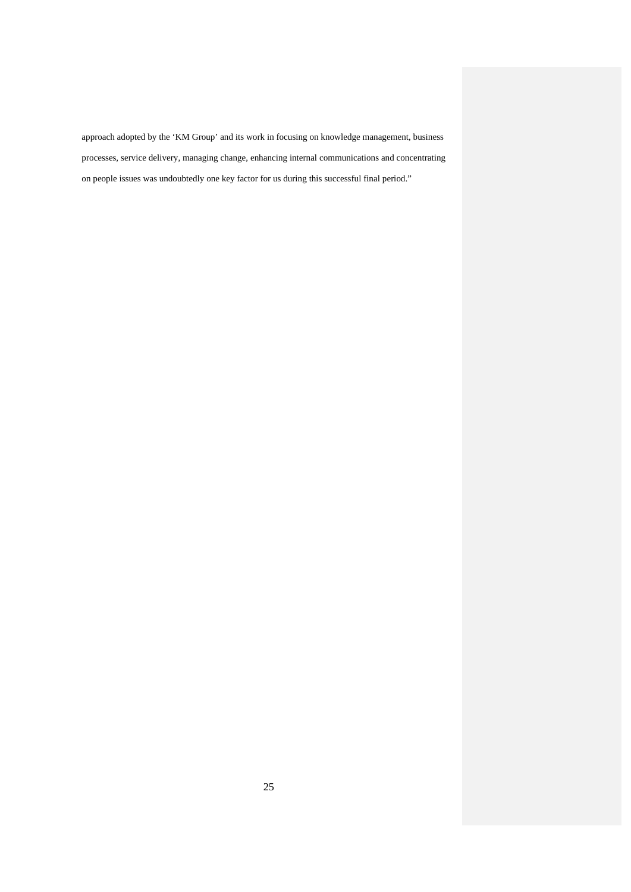approach adopted by the 'KM Group' and its work in focusing on knowledge management, business processes, service delivery, managing change, enhancing internal communications and concentrating on people issues was undoubtedly one key factor for us during this successful final period."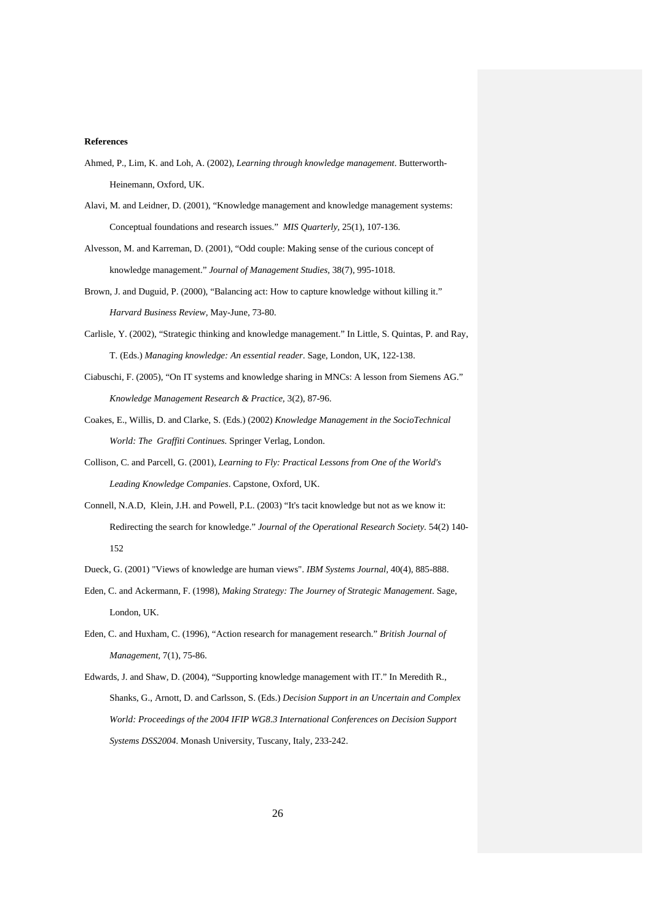**References**

Ahmed, P., Lim, K. and Loh, A. (2002), *Learning through knowledge management*. Butterworth-Heinemann, Oxford, UK.

Alavi, M. and Leidner, D. (2001), "Knowledge management and knowledge management systems: Conceptual foundations and research issues." *MIS Quarterly*, 25(1), 107-136.

Alvesson, M. and Karreman, D. (2001), "Odd couple: Making sense of the curious concept of knowledge management." *Journal of Management Studies*, 38(7), 995-1018.

Brown, J. and Duguid, P. (2000), "Balancing act: How to capture knowledge without killing it." *Harvard Business Review*, May-June, 73-80.

Carlisle, Y. (2002), "Strategic thinking and knowledge management." In Little, S. Quintas, P. and Ray, T. (Eds.) *Managing knowledge: An essential reader*. Sage, London, UK, 122-138.

Ciabuschi, F. (2005), "On IT systems and knowledge sharing in MNCs: A lesson from Siemens AG." *Knowledge Management Research & Practice*, 3(2), 87-96.

Coakes, E., Willis, D. and Clarke, S. (Eds.) (2002) *Knowledge Management in the SocioTechnical World: The Graffiti Continues.* Springer Verlag, London.

Collison, C. and Parcell, G. (2001), *Learning to Fly: Practical Lessons from One of the World's Leading Knowledge Companies*. Capstone, Oxford, UK.

Connell, N.A.D, Klein, J.H. and Powell, P.L. (2003) "It's tacit knowledge but not as we know it: Redirecting the search for knowledge." *Journal of the Operational Research Society.* 54(2) 140-152

Dueck, G. (2001) "Views of knowledge are human views". *IBM Systems Journal*, 40(4), 885-888.

Eden, C. and Ackermann, F. (1998), *Making Strategy: The Journey of Strategic Management*. Sage, London, UK.

Eden, C. and Huxham, C. (1996), "Action research for management research." *British Journal of Management*, 7(1), 75-86.

Edwards, J. and Shaw, D. (2004), "Supporting knowledge management with IT." In Meredith R., Shanks, G., Arnott, D. and Carlsson, S. (Eds.) *Decision Support in an Uncertain and Complex World: Proceedings of the 2004 IFIP WG8.3 International Conferences on Decision Support Systems DSS2004*. Monash University, Tuscany, Italy, 233-242.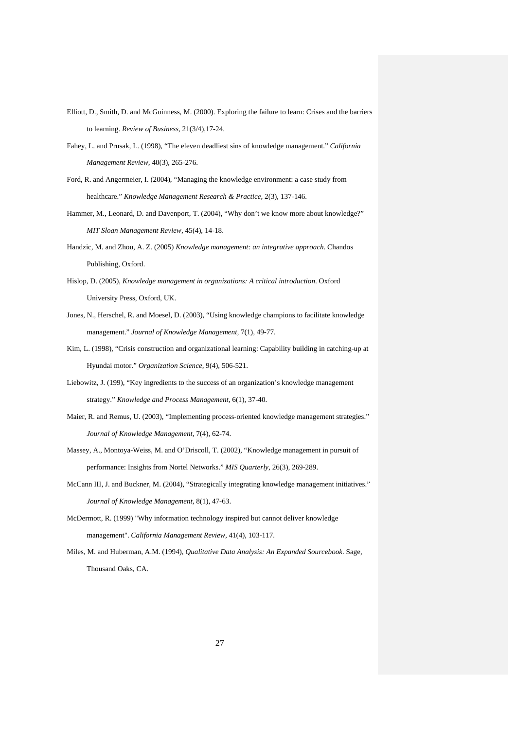Elliott, D., Smith, D. and McGuinness, M. (2000). Exploring the failure to learn: Crises and the barriers to learning. *Review of Business*, 21(3/4),17-24.

Fahey, L. and Prusak, L. (1998), "The eleven deadliest sins of knowledge management." *California Management Review*, 40(3), 265-276.

Ford, R. and Angermeier, I. (2004), "Managing the knowledge environment: a case study from healthcare." *Knowledge Management Research & Practice*, 2(3), 137-146.

Hammer, M., Leonard, D. and Davenport, T. (2004), "Why don't we know more about knowledge?" *MIT Sloan Management Review*, 45(4), 14-18.

Handzic, M. and Zhou, A. Z. (2005) *Knowledge management: an integrative approach*. Chandos Publishing, Oxford.

Hislop, D. (2005), *Knowledge management in organizations: A critical introduction*. Oxford University Press, Oxford, UK.

Jones, N., Herschel, R. and Moesel, D. (2003), "Using knowledge champions to facilitate knowledge management." *Journal of Knowledge Management*, 7(1), 49-77.

Kim, L. (1998), "Crisis construction and organizational learning: Capability building in catching-up at Hyundai motor." *Organization Science*, 9(4), 506-521.

Liebowitz, J. (199), "Key ingredients to the success of an organization's knowledge management strategy." *Knowledge and Process Management*, 6(1), 37-40.

Maier, R. and Remus, U. (2003), "Implementing process-oriented knowledge management strategies." *Journal of Knowledge Management*, 7(4), 62-74.

Massey, A., Montoya-Weiss, M. and O'Driscoll, T. (2002), "Knowledge management in pursuit of performance: Insights from Nortel Networks." *MIS Quarterly*, 26(3), 269-289.

McCann III, J. and Buckner, M. (2004), "Strategically integrating knowledge management initiatives." *Journal of Knowledge Management*, 8(1), 47-63.

McDermott, R. (1999) "Why information technology inspired but cannot deliver knowledge management". *California Management Review*, 41(4), 103-117.

Miles, M. and Huberman, A.M. (1994), *Qualitative Data Analysis: An Expanded Sourcebook*. Sage, Thousand Oaks, CA.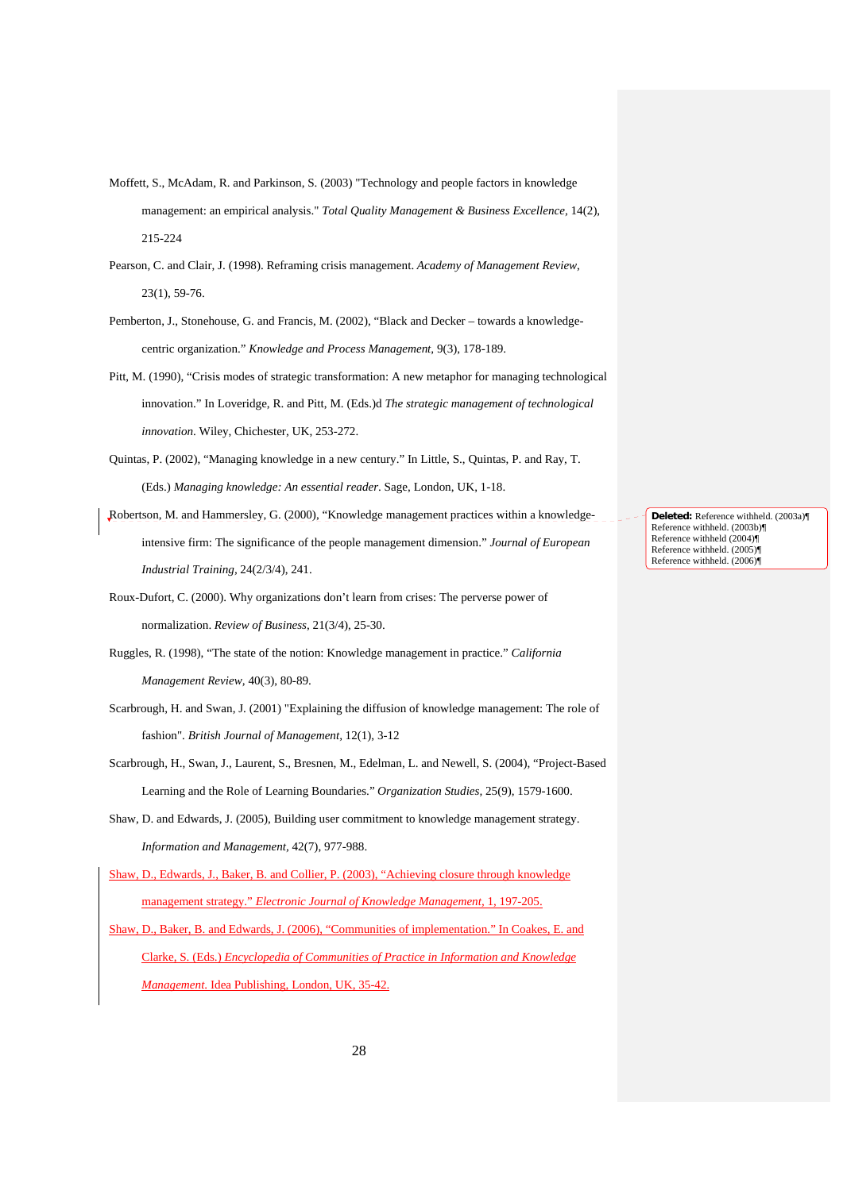Moffett, S., McAdam, R. and Parkinson, S. (2003) "Technology and people factors in knowledge management: an empirical analysis." *Total Quality Management & Business Excellence*, 14(2), 215-224

Pearson, C. and Clair, J. (1998). Reframing crisis management. *Academy of Management Review*, 23(1), 59-76.

Pemberton, J., Stonehouse, G. and Francis, M. (2002), "Black and Decker – towards a knowledge-centric organization." *Knowledge and Process Management*, 9(3), 178-189.

Pitt, M. (1990), "Crisis modes of strategic transformation: A new metaphor for managing technological innovation." In Loveridge, R. and Pitt, M. (Eds.)d *The strategic management of technological innovation*. Wiley, Chichester, UK, 253-272.

Quintas, P. (2002), "Managing knowledge in a new century." In Little, S., Quintas, P. and Ray, T. (Eds.) *Managing knowledge: An essential reader*. Sage, London, UK, 1-18.

Robertson, M. and Hammersley, G. (2000), "Knowledge management practices within a knowledge-intensive firm: The significance of the people management dimension." *Journal of European Industrial Training*, 24(2/3/4), 241.

Deleted: Reference withheld. (2003a)
Reference withheld. (2003b)
Reference withheld (2004)
Reference withheld. (2005)
Reference withheld. (2006)

Roux-Dufort, C. (2000). Why organizations don't learn from crises: The perverse power of normalization. *Review of Business*, 21(3/4), 25-30.

Ruggles, R. (1998), "The state of the notion: Knowledge management in practice." *California Management Review*, 40(3), 80-89.

Scarbrough, H. and Swan, J. (2001) "Explaining the diffusion of knowledge management: The role of fashion". *British Journal of Management*, 12(1), 3-12

Scarbrough, H., Swan, J., Laurent, S., Bresnen, M., Edelman, L. and Newell, S. (2004), "Project-Based Learning and the Role of Learning Boundaries." *Organization Studies*, 25(9), 1579-1600.

Shaw, D. and Edwards, J. (2005), Building user commitment to knowledge management strategy. *Information and Management*, 42(7), 977-988.

Shaw, D., Edwards, J., Baker, B. and Collier, P. (2003), "Achieving closure through knowledge management strategy." *Electronic Journal of Knowledge Management*, 1, 197-205.

Shaw, D., Baker, B. and Edwards, J. (2006), "Communities of implementation." In Coakes, E. and Clarke, S. (Eds.) *Encyclopedia of Communities of Practice in Information and Knowledge Management*. Idea Publishing, London, UK, 35-42.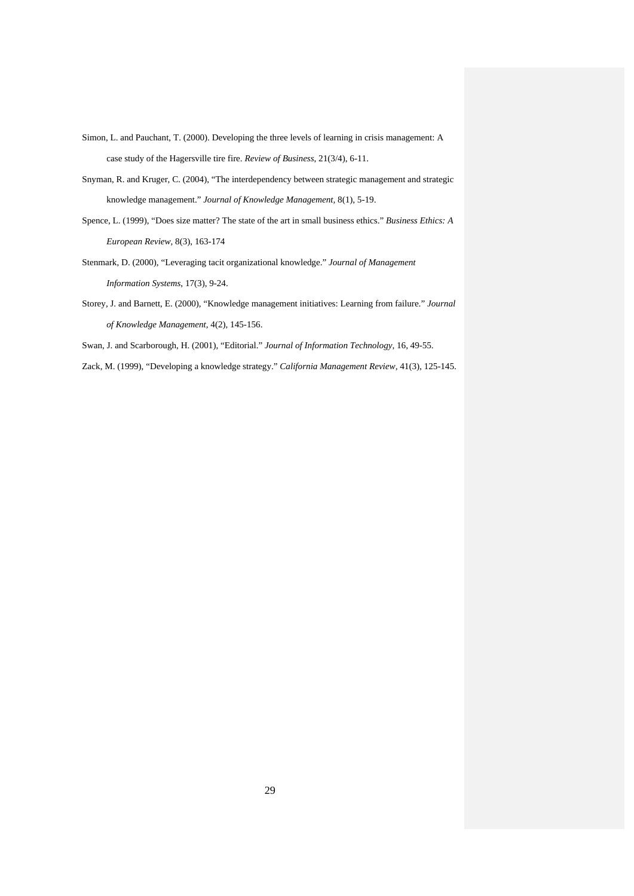Simon, L. and Pauchant, T. (2000). Developing the three levels of learning in crisis management: A case study of the Hagersville tire fire. *Review of Business*, 21(3/4), 6-11.

Snyman, R. and Kruger, C. (2004), "The interdependency between strategic management and strategic knowledge management." *Journal of Knowledge Management*, 8(1), 5-19.

Spence, L. (1999), "Does size matter? The state of the art in small business ethics." *Business Ethics: A European Review*, 8(3), 163-174

Stenmark, D. (2000), "Leveraging tacit organizational knowledge." *Journal of Management Information Systems*, 17(3), 9-24.

Storey, J. and Barnett, E. (2000), "Knowledge management initiatives: Learning from failure." *Journal of Knowledge Management*, 4(2), 145-156.

Swan, J. and Scarborough, H. (2001), "Editorial." *Journal of Information Technology*, 16, 49-55.

Zack, M. (1999), "Developing a knowledge strategy." *California Management Review*, 41(3), 125-145.